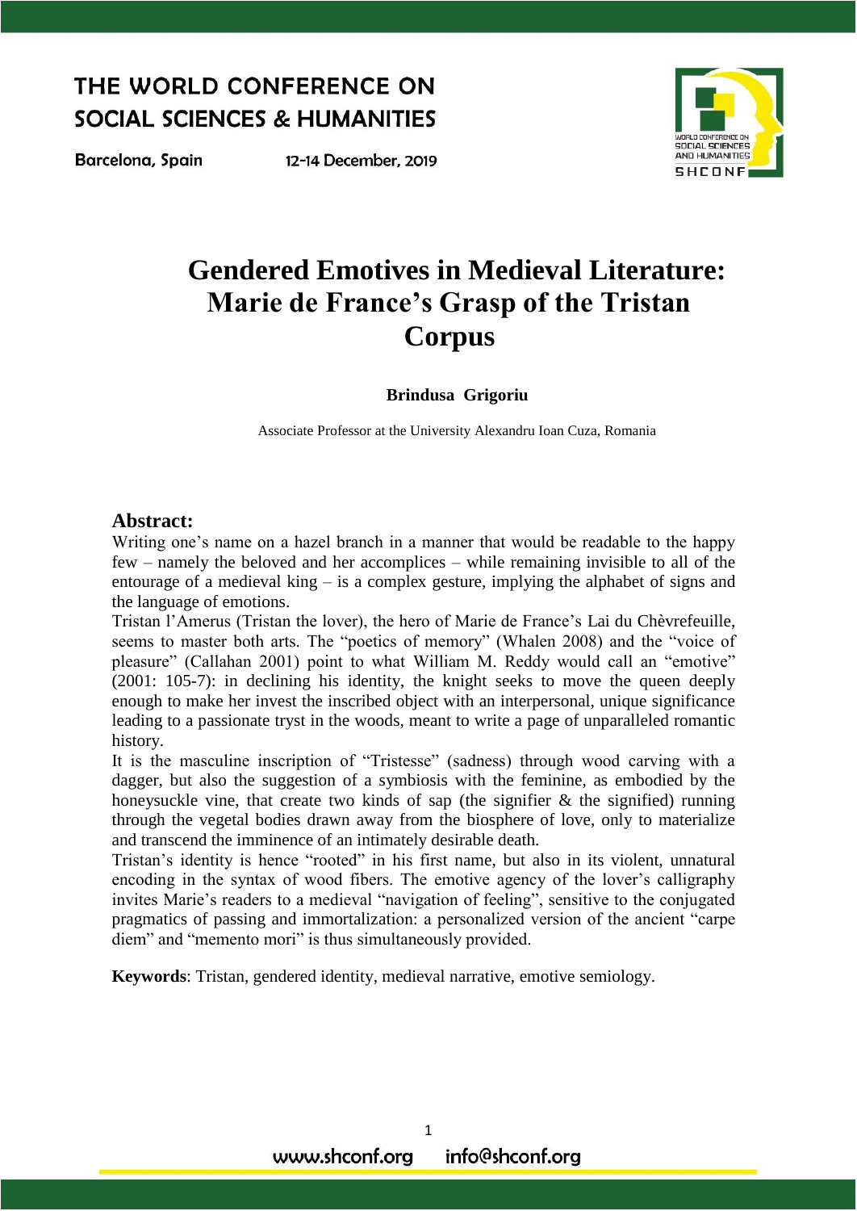# Gendered Emotives in Medieval Literature: Marie de France's Grasp of the Tristan Corpus

**Brindusa Grigoriu**

Associate Professor at the University Alexandru Ioan Cuza, Romania

## Abstract:

Writing one's name on a hazel branch in a manner that would be readable to the happy few – namely the beloved and her accomplices – while remaining invisible to all of the entourage of a medieval king – is a complex gesture, implying the alphabet of signs and the language of emotions.

Tristan l'Amerus (Tristan the lover), the hero of Marie de France's Lai du Chèvrefeuille, seems to master both arts. The "poetics of memory" (Whalen 2008) and the "voice of pleasure" (Callahan 2001) point to what William M. Reddy would call an "emotive" (2001: 105-7): in declining his identity, the knight seeks to move the queen deeply enough to make her invest the inscribed object with an interpersonal, unique significance leading to a passionate tryst in the woods, meant to write a page of unparalleled romantic history.

It is the masculine inscription of "Tristesse" (sadness) through wood carving with a dagger, but also the suggestion of a symbiosis with the feminine, as embodied by the honeysuckle vine, that create two kinds of sap (the signifier & the signified) running through the vegetal bodies drawn away from the biosphere of love, only to materialize and transcend the imminence of an intimately desirable death.

Tristan's identity is hence "rooted" in his first name, but also in its violent, unnatural encoding in the syntax of wood fibers. The emotive agency of the lover's calligraphy invites Marie's readers to a medieval "navigation of feeling", sensitive to the conjugated pragmatics of passing and immortalization: a personalized version of the ancient "carpe diem" and "memento mori" is thus simultaneously provided.

**Keywords**: Tristan, gendered identity, medieval narrative, emotive semiology.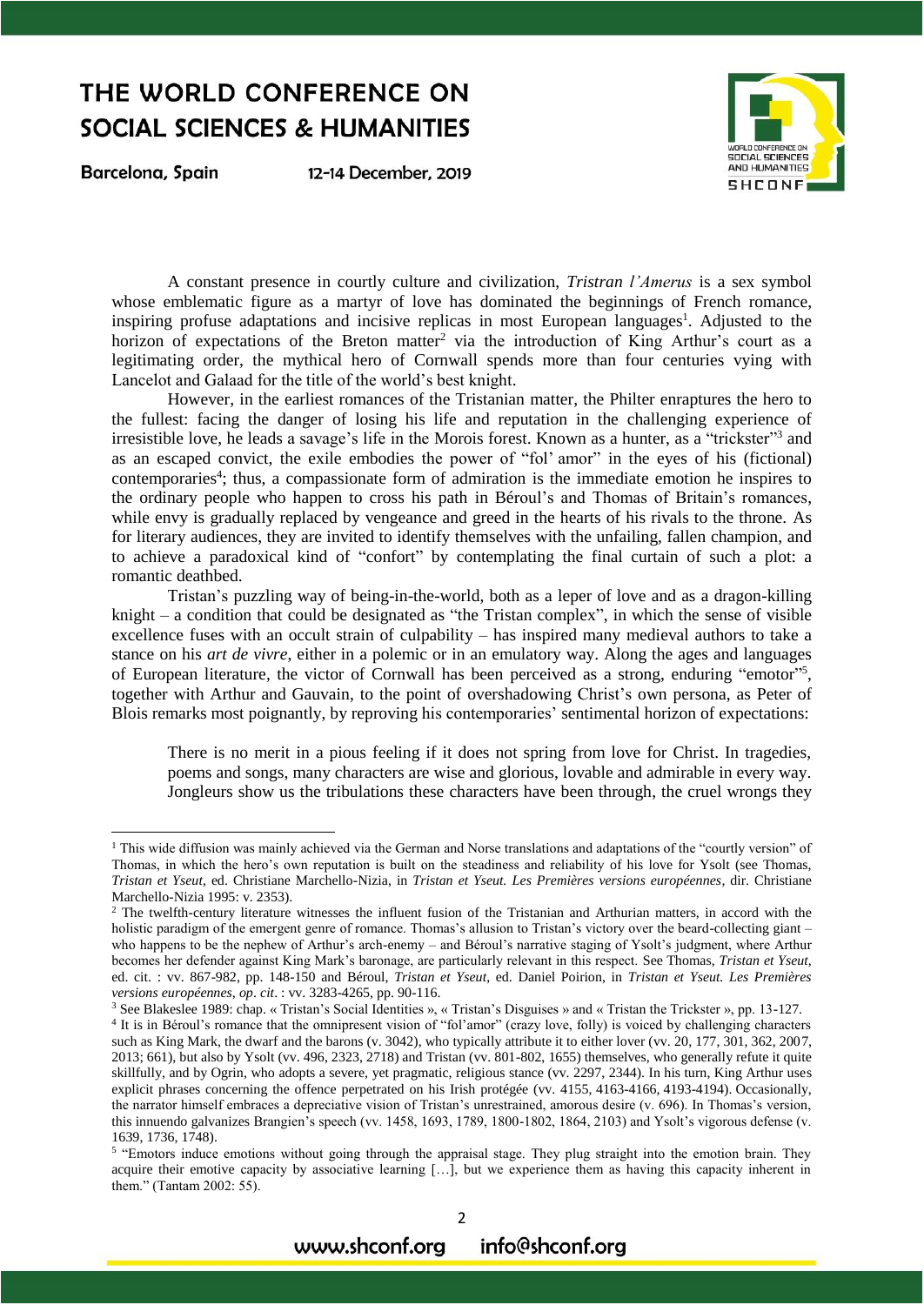A constant presence in courtly culture and civilization, *Tristran l'Amerus* is a sex symbol whose emblematic figure as a martyr of love has dominated the beginnings of French romance, inspiring profuse adaptations and incisive replicas in most European languages[1]. Adjusted to the horizon of expectations of the Breton matter[2] via the introduction of King Arthur's court as a legitimating order, the mythical hero of Cornwall spends more than four centuries vying with Lancelot and Galaad for the title of the world's best knight.

However, in the earliest romances of the Tristanian matter, the Philter enraptures the hero to the fullest: facing the danger of losing his life and reputation in the challenging experience of irresistible love, he leads a savage's life in the Morois forest. Known as a hunter, as a "trickster"[3] and as an escaped convict, the exile embodies the power of "fol' amor" in the eyes of his (fictional) contemporaries[4]; thus, a compassionate form of admiration is the immediate emotion he inspires to the ordinary people who happen to cross his path in Béroul's and Thomas of Britain's romances, while envy is gradually replaced by vengeance and greed in the hearts of his rivals to the throne. As for literary audiences, they are invited to identify themselves with the unfailing, fallen champion, and to achieve a paradoxical kind of "confort" by contemplating the final curtain of such a plot: a romantic deathbed.

Tristan's puzzling way of being-in-the-world, both as a leper of love and as a dragon-killing knight – a condition that could be designated as "the Tristan complex", in which the sense of visible excellence fuses with an occult strain of culpability – has inspired many medieval authors to take a stance on his *art de vivre*, either in a polemic or in an emulatory way. Along the ages and languages of European literature, the victor of Cornwall has been perceived as a strong, enduring "emotor"[5], together with Arthur and Gauvain, to the point of overshadowing Christ's own persona, as Peter of Blois remarks most poignantly, by reproving his contemporaries' sentimental horizon of expectations:

> There is no merit in a pious feeling if it does not spring from love for Christ. In tragedies, poems and songs, many characters are wise and glorious, lovable and admirable in every way. Jongleurs show us the tribulations these characters have been through, the cruel wrongs they

---

[1] This wide diffusion was mainly achieved via the German and Norse translations and adaptations of the "courtly version" of Thomas, in which the hero's own reputation is built on the steadiness and reliability of his love for Ysolt (see Thomas, *Tristan et Yseut*, ed. Christiane Marchello-Nizia, in *Tristan et Yseut. Les Premières versions européennes*, dir. Christiane Marchello-Nizia 1995: v. 2353).

[2] The twelfth-century literature witnesses the influent fusion of the Tristanian and Arthurian matters, in accord with the holistic paradigm of the emergent genre of romance. Thomas's allusion to Tristan's victory over the beard-collecting giant – who happens to be the nephew of Arthur's arch-enemy – and Béroul's narrative staging of Ysolt's judgment, where Arthur becomes her defender against King Mark's baronage, are particularly relevant in this respect. See Thomas, *Tristan et Yseut*, ed. cit. : vv. 867-982, pp. 148-150 and Béroul, *Tristan et Yseut*, ed. Daniel Poirion, in *Tristan et Yseut. Les Premières versions européennes*, *op. cit*. : vv. 3283-4265, pp. 90-116.

[3] See Blakeslee 1989: chap. « Tristan's Social Identities », « Tristan's Disguises » and « Tristan the Trickster », pp. 13-127.

[4] It is in Béroul's romance that the omnipresent vision of "fol'amor" (crazy love, folly) is voiced by challenging characters such as King Mark, the dwarf and the barons (v. 3042), who typically attribute it to either lover (vv. 20, 177, 301, 362, 2007, 2013; 661), but also by Ysolt (vv. 496, 2323, 2718) and Tristan (vv. 801-802, 1655) themselves, who generally refute it quite skillfully, and by Ogrin, who adopts a severe, yet pragmatic, religious stance (vv. 2297, 2344). In his turn, King Arthur uses explicit phrases concerning the offence perpetrated on his Irish protégée (vv. 4155, 4163-4166, 4193-4194). Occasionally, the narrator himself embraces a depreciative vision of Tristan's unrestrained, amorous desire (v. 696). In Thomas's version, this innuendo galvanizes Brangien's speech (vv. 1458, 1693, 1789, 1800-1802, 1864, 2103) and Ysolt's vigorous defense (v. 1639, 1736, 1748).

[5] "Emotors induce emotions without going through the appraisal stage. They plug straight into the emotion brain. They acquire their emotive capacity by associative learning […], but we experience them as having this capacity inherent in them." (Tantam 2002: 55).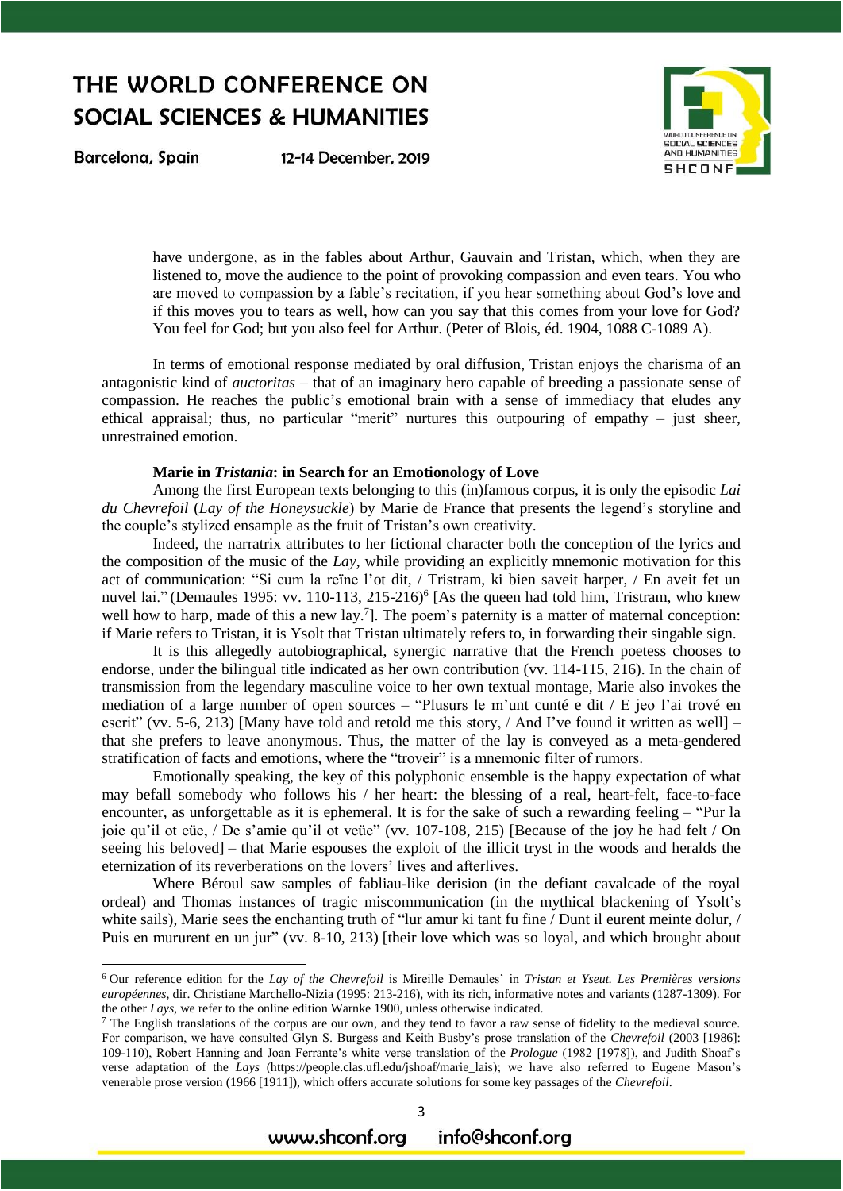have undergone, as in the fables about Arthur, Gauvain and Tristan, which, when they are listened to, move the audience to the point of provoking compassion and even tears. You who are moved to compassion by a fable's recitation, if you hear something about God's love and if this moves you to tears as well, how can you say that this comes from your love for God? You feel for God; but you also feel for Arthur. (Peter of Blois, éd. 1904, 1088 C-1089 A).

In terms of emotional response mediated by oral diffusion, Tristan enjoys the charisma of an antagonistic kind of *auctoritas* – that of an imaginary hero capable of breeding a passionate sense of compassion. He reaches the public's emotional brain with a sense of immediacy that eludes any ethical appraisal; thus, no particular "merit" nurtures this outpouring of empathy – just sheer, unrestrained emotion.

**Marie in *Tristania*: in Search for an Emotionology of Love**

Among the first European texts belonging to this (in)famous corpus, it is only the episodic *Lai du Chevrefoil* (*Lay of the Honeysuckle*) by Marie de France that presents the legend's storyline and the couple's stylized ensample as the fruit of Tristan's own creativity.

Indeed, the narratrix attributes to her fictional character both the conception of the lyrics and the composition of the music of the *Lay*, while providing an explicitly mnemonic motivation for this act of communication: "Si cum la reïne l'ot dit, / Tristram, ki bien saveit harper, / En aveit fet un nuvel lai." (Demaules 1995: vv. 110-113, 215-216)[6] [As the queen had told him, Tristram, who knew well how to harp, made of this a new lay.[7]]. The poem's paternity is a matter of maternal conception: if Marie refers to Tristan, it is Ysolt that Tristan ultimately refers to, in forwarding their singable sign.

It is this allegedly autobiographical, synergic narrative that the French poetess chooses to endorse, under the bilingual title indicated as her own contribution (vv. 114-115, 216). In the chain of transmission from the legendary masculine voice to her own textual montage, Marie also invokes the mediation of a large number of open sources – "Plusurs le m'unt cunté e dit / E jeo l'ai trové en escrit" (vv. 5-6, 213) [Many have told and retold me this story, / And I've found it written as well] – that she prefers to leave anonymous. Thus, the matter of the lay is conveyed as a meta-gendered stratification of facts and emotions, where the "troveir" is a mnemonic filter of rumors.

Emotionally speaking, the key of this polyphonic ensemble is the happy expectation of what may befall somebody who follows his / her heart: the blessing of a real, heart-felt, face-to-face encounter, as unforgettable as it is ephemeral. It is for the sake of such a rewarding feeling – "Pur la joie qu'il ot eüe, / De s'amie qu'il ot veüe" (vv. 107-108, 215) [Because of the joy he had felt / On seeing his beloved] – that Marie espouses the exploit of the illicit tryst in the woods and heralds the eternization of its reverberations on the lovers' lives and afterlives.

Where Béroul saw samples of fabliau-like derision (in the defiant cavalcade of the royal ordeal) and Thomas instances of tragic miscommunication (in the mythical blackening of Ysolt's white sails), Marie sees the enchanting truth of "lur amur ki tant fu fine / Dunt il eurent meinte dolur, / Puis en mururent en un jur" (vv. 8-10, 213) [their love which was so loyal, and which brought about

---

[6] Our reference edition for the *Lay of the Chevrefoil* is Mireille Demaules' in *Tristan et Yseut. Les Premières versions européennes*, dir. Christiane Marchello-Nizia (1995: 213-216), with its rich, informative notes and variants (1287-1309). For the other *Lays*, we refer to the online edition Warnke 1900, unless otherwise indicated.

[7] The English translations of the corpus are our own, and they tend to favor a raw sense of fidelity to the medieval source. For comparison, we have consulted Glyn S. Burgess and Keith Busby's prose translation of the *Chevrefoil* (2003 [1986]: 109-110), Robert Hanning and Joan Ferrante's white verse translation of the *Prologue* (1982 [1978]), and Judith Shoaf's verse adaptation of the *Lays* (https://people.clas.ufl.edu/jshoaf/marie_lais); we have also referred to Eugene Mason's venerable prose version (1966 [1911]), which offers accurate solutions for some key passages of the *Chevrefoil*.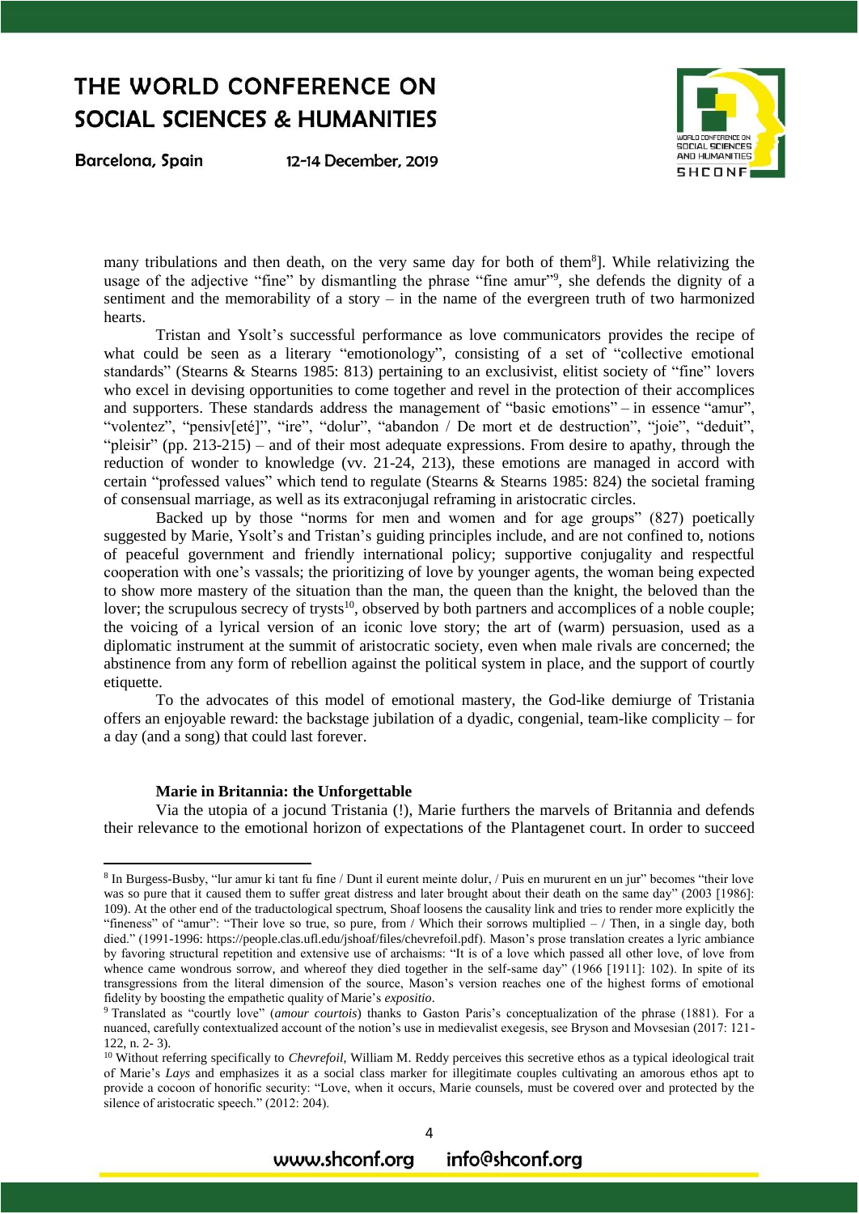many tribulations and then death, on the very same day for both of them[8]]. While relativizing the usage of the adjective "fine" by dismantling the phrase "fine amur"[9], she defends the dignity of a sentiment and the memorability of a story – in the name of the evergreen truth of two harmonized hearts.

Tristan and Ysolt's successful performance as love communicators provides the recipe of what could be seen as a literary "emotionology", consisting of a set of "collective emotional standards" (Stearns & Stearns 1985: 813) pertaining to an exclusivist, elitist society of "fine" lovers who excel in devising opportunities to come together and revel in the protection of their accomplices and supporters. These standards address the management of "basic emotions" – in essence "amur", "volentez", "pensiv[eté]", "ire", "dolur", "abandon / De mort et de destruction", "joie", "deduit", "pleisir" (pp. 213-215) – and of their most adequate expressions. From desire to apathy, through the reduction of wonder to knowledge (vv. 21-24, 213), these emotions are managed in accord with certain "professed values" which tend to regulate (Stearns & Stearns 1985: 824) the societal framing of consensual marriage, as well as its extraconjugal reframing in aristocratic circles.

Backed up by those "norms for men and women and for age groups" (827) poetically suggested by Marie, Ysolt's and Tristan's guiding principles include, and are not confined to, notions of peaceful government and friendly international policy; supportive conjugality and respectful cooperation with one's vassals; the prioritizing of love by younger agents, the woman being expected to show more mastery of the situation than the man, the queen than the knight, the beloved than the lover; the scrupulous secrecy of trysts[10], observed by both partners and accomplices of a noble couple; the voicing of a lyrical version of an iconic love story; the art of (warm) persuasion, used as a diplomatic instrument at the summit of aristocratic society, even when male rivals are concerned; the abstinence from any form of rebellion against the political system in place, and the support of courtly etiquette.

To the advocates of this model of emotional mastery, the God-like demiurge of Tristania offers an enjoyable reward: the backstage jubilation of a dyadic, congenial, team-like complicity – for a day (and a song) that could last forever.

### Marie in Britannia: the Unforgettable

Via the utopia of a jocund Tristania (!), Marie furthers the marvels of Britannia and defends their relevance to the emotional horizon of expectations of the Plantagenet court. In order to succeed

---

[8] In Burgess-Busby, "lur amur ki tant fu fine / Dunt il eurent meinte dolur, / Puis en mururent en un jur" becomes "their love was so pure that it caused them to suffer great distress and later brought about their death on the same day" (2003 [1986]: 109). At the other end of the traductological spectrum, Shoaf loosens the causality link and tries to render more explicitly the "fineness" of "amur": "Their love so true, so pure, from / Which their sorrows multiplied – / Then, in a single day, both died." (1991-1996: https://people.clas.ufl.edu/jshoaf/files/chevrefoil.pdf). Mason's prose translation creates a lyric ambiance by favoring structural repetition and extensive use of archaisms: "It is of a love which passed all other love, of love from whence came wondrous sorrow, and whereof they died together in the self-same day" (1966 [1911]: 102). In spite of its transgressions from the literal dimension of the source, Mason's version reaches one of the highest forms of emotional fidelity by boosting the empathetic quality of Marie's *expositio*.

[9] Translated as "courtly love" (*amour courtois*) thanks to Gaston Paris's conceptualization of the phrase (1881). For a nuanced, carefully contextualized account of the notion's use in medievalist exegesis, see Bryson and Movsesian (2017: 121-122, n. 2- 3).

[10] Without referring specifically to *Chevrefoil*, William M. Reddy perceives this secretive ethos as a typical ideological trait of Marie's *Lays* and emphasizes it as a social class marker for illegitimate couples cultivating an amorous ethos apt to provide a cocoon of honorific security: "Love, when it occurs, Marie counsels, must be covered over and protected by the silence of aristocratic speech." (2012: 204).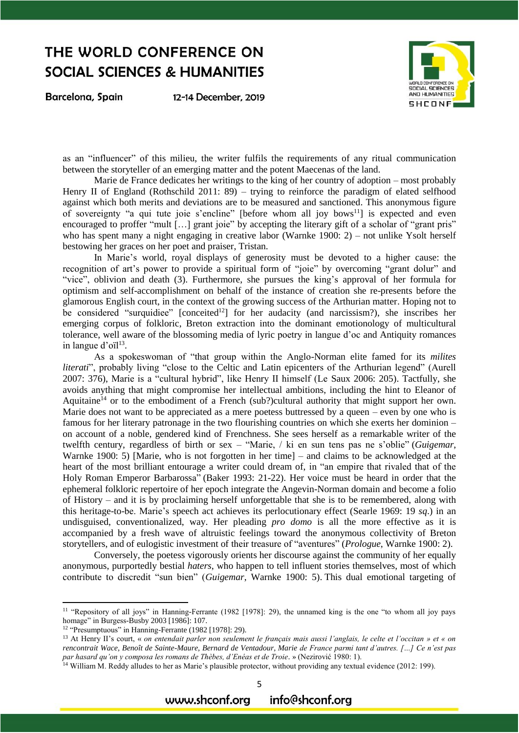as an "influencer" of this milieu, the writer fulfils the requirements of any ritual communication between the storyteller of an emerging matter and the potent Maecenas of the land.

Marie de France dedicates her writings to the king of her country of adoption – most probably Henry II of England (Rothschild 2011: 89) – trying to reinforce the paradigm of elated selfhood against which both merits and deviations are to be measured and sanctioned. This anonymous figure of sovereignty "a qui tute joie s'encline" [before whom all joy bows[11]] is expected and even encouraged to proffer "mult […] grant joie" by accepting the literary gift of a scholar of "grant pris" who has spent many a night engaging in creative labor (Warnke 1900: 2) – not unlike Ysolt herself bestowing her graces on her poet and praiser, Tristan.

In Marie's world, royal displays of generosity must be devoted to a higher cause: the recognition of art's power to provide a spiritual form of "joie" by overcoming "grant dolur" and "vice", oblivion and death (3). Furthermore, she pursues the king's approval of her formula for optimism and self-accomplishment on behalf of the instance of creation she re-presents before the glamorous English court, in the context of the growing success of the Arthurian matter. Hoping not to be considered "surquidiee" [conceited[12]] for her audacity (and narcissism?), she inscribes her emerging corpus of folkloric, Breton extraction into the dominant emotionology of multicultural tolerance, well aware of the blossoming media of lyric poetry in langue d'oc and Antiquity romances in langue d'oïl[13].

As a spokeswoman of "that group within the Anglo-Norman elite famed for its *milites literati*", probably living "close to the Celtic and Latin epicenters of the Arthurian legend" (Aurell 2007: 376), Marie is a "cultural hybrid", like Henry II himself (Le Saux 2006: 205). Tactfully, she avoids anything that might compromise her intellectual ambitions, including the hint to Eleanor of Aquitaine[14] or to the embodiment of a French (sub?)cultural authority that might support her own. Marie does not want to be appreciated as a mere poetess buttressed by a queen – even by one who is famous for her literary patronage in the two flourishing countries on which she exerts her dominion – on account of a noble, gendered kind of Frenchness. She sees herself as a remarkable writer of the twelfth century, regardless of birth or sex – "Marie, / ki en sun tens pas ne s'oblie" (*Guigemar*, Warnke 1900: 5) [Marie, who is not forgotten in her time] – and claims to be acknowledged at the heart of the most brilliant entourage a writer could dream of, in "an empire that rivaled that of the Holy Roman Emperor Barbarossa" (Baker 1993: 21-22). Her voice must be heard in order that the ephemeral folkloric repertoire of her epoch integrate the Angevin-Norman domain and become a folio of History – and it is by proclaiming herself unforgettable that she is to be remembered, along with this heritage-to-be. Marie's speech act achieves its perlocutionary effect (Searle 1969: 19 *sq*.) in an undisguised, conventionalized, way. Her pleading *pro domo* is all the more effective as it is accompanied by a fresh wave of altruistic feelings toward the anonymous collectivity of Breton storytellers, and of eulogistic investment of their treasure of "aventures" (*Prologue*, Warnke 1900: 2).

Conversely, the poetess vigorously orients her discourse against the community of her equally anonymous, purportedly bestial *haters*, who happen to tell influent stories themselves, most of which contribute to discredit "sun bien" (*Guigemar*, Warnke 1900: 5). This dual emotional targeting of

---

[11] "Repository of all joys" in Hanning-Ferrante (1982 [1978]: 29), the unnamed king is the one "to whom all joy pays homage" in Burgess-Busby 2003 [1986]: 107.

[12] "Presumptuous" in Hanning-Ferrante (1982 [1978]: 29).

[13] At Henry II's court, « *on entendait parler non seulement le français mais aussi l'anglais, le celte et l'occitan » et « on rencontrait Wace, Benoît de Sainte-Maure, Bernard de Ventadour, Marie de France parmi tant d'autres. […] Ce n'est pas par hasard qu'on y composa les romans de Thèbes, d'Enéas et de Troie*. » (Nezirović 1980: 1).

[14] William M. Reddy alludes to her as Marie's plausible protector, without providing any textual evidence (2012: 199).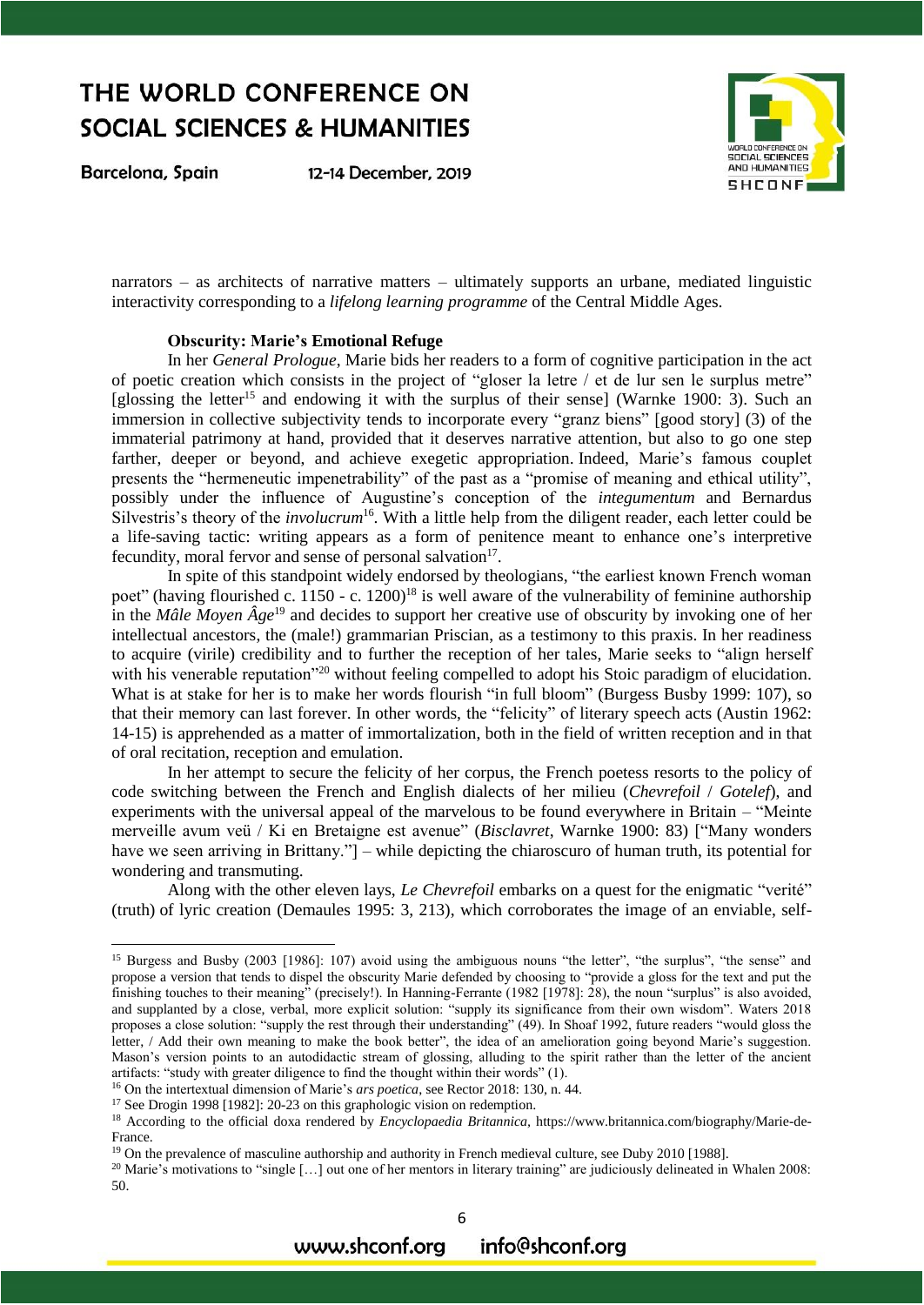narrators – as architects of narrative matters – ultimately supports an urbane, mediated linguistic interactivity corresponding to a *lifelong learning programme* of the Central Middle Ages.

**Obscurity: Marie's Emotional Refuge**

In her *General Prologue*, Marie bids her readers to a form of cognitive participation in the act of poetic creation which consists in the project of "gloser la letre / et de lur sen le surplus metre" [glossing the letter[15] and endowing it with the surplus of their sense] (Warnke 1900: 3). Such an immersion in collective subjectivity tends to incorporate every "granz biens" [good story] (3) of the immaterial patrimony at hand, provided that it deserves narrative attention, but also to go one step farther, deeper or beyond, and achieve exegetic appropriation. Indeed, Marie's famous couplet presents the "hermeneutic impenetrability" of the past as a "promise of meaning and ethical utility", possibly under the influence of Augustine's conception of the *integumentum* and Bernardus Silvestris's theory of the *involucrum*[16]. With a little help from the diligent reader, each letter could be a life-saving tactic: writing appears as a form of penitence meant to enhance one's interpretive fecundity, moral fervor and sense of personal salvation[17].

In spite of this standpoint widely endorsed by theologians, "the earliest known French woman poet" (having flourished c. 1150 - c. 1200)[18] is well aware of the vulnerability of feminine authorship in the *Mâle Moyen Âge*[19] and decides to support her creative use of obscurity by invoking one of her intellectual ancestors, the (male!) grammarian Priscian, as a testimony to this praxis. In her readiness to acquire (virile) credibility and to further the reception of her tales, Marie seeks to "align herself with his venerable reputation"[20] without feeling compelled to adopt his Stoic paradigm of elucidation. What is at stake for her is to make her words flourish "in full bloom" (Burgess Busby 1999: 107), so that their memory can last forever. In other words, the "felicity" of literary speech acts (Austin 1962: 14-15) is apprehended as a matter of immortalization, both in the field of written reception and in that of oral recitation, reception and emulation.

In her attempt to secure the felicity of her corpus, the French poetess resorts to the policy of code switching between the French and English dialects of her milieu (*Chevrefoil* / *Gotelef*), and experiments with the universal appeal of the marvelous to be found everywhere in Britain – "Meinte merveille avum veü / Ki en Bretaigne est avenue" (*Bisclavret*, Warnke 1900: 83) ["Many wonders have we seen arriving in Brittany."] – while depicting the chiaroscuro of human truth, its potential for wondering and transmuting.

Along with the other eleven lays, *Le Chevrefoil* embarks on a quest for the enigmatic "verité" (truth) of lyric creation (Demaules 1995: 3, 213), which corroborates the image of an enviable, self-

---

[15] Burgess and Busby (2003 [1986]: 107) avoid using the ambiguous nouns "the letter", "the surplus", "the sense" and propose a version that tends to dispel the obscurity Marie defended by choosing to "provide a gloss for the text and put the finishing touches to their meaning" (precisely!). In Hanning-Ferrante (1982 [1978]: 28), the noun "surplus" is also avoided, and supplanted by a close, verbal, more explicit solution: "supply its significance from their own wisdom". Waters 2018 proposes a close solution: "supply the rest through their understanding" (49). In Shoaf 1992, future readers "would gloss the letter, / Add their own meaning to make the book better", the idea of an amelioration going beyond Marie's suggestion. Mason's version points to an autodidactic stream of glossing, alluding to the spirit rather than the letter of the ancient artifacts: "study with greater diligence to find the thought within their words" (1).

[16] On the intertextual dimension of Marie's *ars poetica*, see Rector 2018: 130, n. 44.

[17] See Drogin 1998 [1982]: 20-23 on this graphologic vision on redemption.

[18] According to the official doxa rendered by *Encyclopaedia Britannica*, https://www.britannica.com/biography/Marie-de-France.

[19] On the prevalence of masculine authorship and authority in French medieval culture, see Duby 2010 [1988].

[20] Marie's motivations to "single […] out one of her mentors in literary training" are judiciously delineated in Whalen 2008: 50.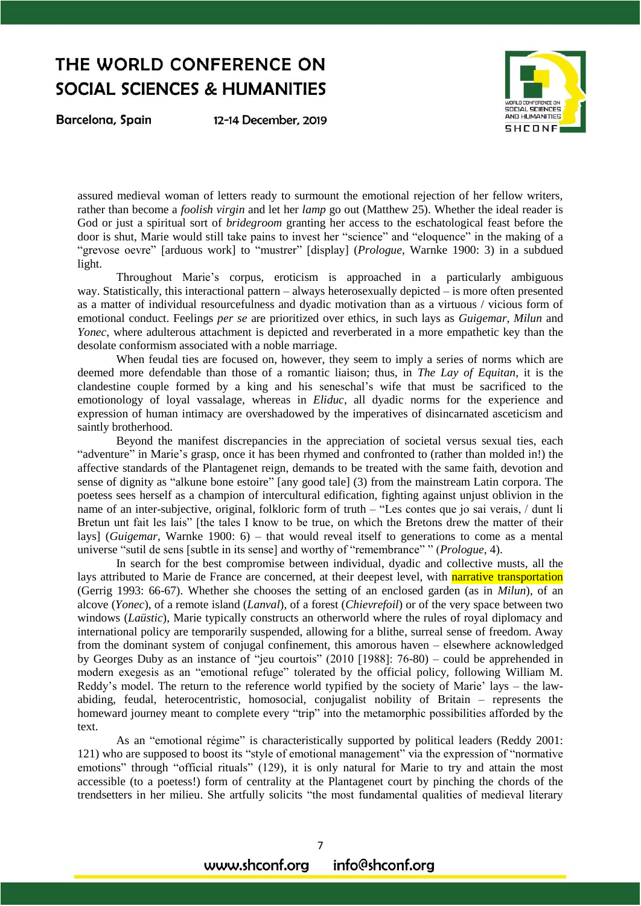assured medieval woman of letters ready to surmount the emotional rejection of her fellow writers, rather than become a *foolish virgin* and let her *lamp* go out (Matthew 25). Whether the ideal reader is God or just a spiritual sort of *bridegroom* granting her access to the eschatological feast before the door is shut, Marie would still take pains to invest her "science" and "eloquence" in the making of a "grevose oevre" [arduous work] to "mustrer" [display] (*Prologue*, Warnke 1900: 3) in a subdued light.

Throughout Marie's corpus, eroticism is approached in a particularly ambiguous way. Statistically, this interactional pattern – always heterosexually depicted – is more often presented as a matter of individual resourcefulness and dyadic motivation than as a virtuous / vicious form of emotional conduct. Feelings *per se* are prioritized over ethics, in such lays as *Guigemar*, *Milun* and *Yonec*, where adulterous attachment is depicted and reverberated in a more empathetic key than the desolate conformism associated with a noble marriage.

When feudal ties are focused on, however, they seem to imply a series of norms which are deemed more defendable than those of a romantic liaison; thus, in *The Lay of Equitan*, it is the clandestine couple formed by a king and his seneschal's wife that must be sacrificed to the emotionology of loyal vassalage, whereas in *Eliduc*, all dyadic norms for the experience and expression of human intimacy are overshadowed by the imperatives of disincarnated asceticism and saintly brotherhood.

Beyond the manifest discrepancies in the appreciation of societal versus sexual ties, each "adventure" in Marie's grasp, once it has been rhymed and confronted to (rather than molded in!) the affective standards of the Plantagenet reign, demands to be treated with the same faith, devotion and sense of dignity as "alkune bone estoire" [any good tale] (3) from the mainstream Latin corpora. The poetess sees herself as a champion of intercultural edification, fighting against unjust oblivion in the name of an inter-subjective, original, folkloric form of truth – "Les contes que jo sai verais, / dunt li Bretun unt fait les lais" [the tales I know to be true, on which the Bretons drew the matter of their lays] (*Guigemar*, Warnke 1900: 6) – that would reveal itself to generations to come as a mental universe "sutil de sens [subtle in its sense] and worthy of "remembrance" " (*Prologue*, 4).

In search for the best compromise between individual, dyadic and collective musts, all the lays attributed to Marie de France are concerned, at their deepest level, with narrative transportation (Gerrig 1993: 66-67). Whether she chooses the setting of an enclosed garden (as in *Milun*), of an alcove (*Yonec*), of a remote island (*Lanval*), of a forest (*Chievrefoil*) or of the very space between two windows (*Laüstic*), Marie typically constructs an otherworld where the rules of royal diplomacy and international policy are temporarily suspended, allowing for a blithe, surreal sense of freedom. Away from the dominant system of conjugal confinement, this amorous haven – elsewhere acknowledged by Georges Duby as an instance of "jeu courtois" (2010 [1988]: 76-80) – could be apprehended in modern exegesis as an "emotional refuge" tolerated by the official policy, following William M. Reddy's model. The return to the reference world typified by the society of Marie' lays – the law-abiding, feudal, heterocentristic, homosocial, conjugalist nobility of Britain – represents the homeward journey meant to complete every "trip" into the metamorphic possibilities afforded by the text.

As an "emotional régime" is characteristically supported by political leaders (Reddy 2001: 121) who are supposed to boost its "style of emotional management" via the expression of "normative emotions" through "official rituals" (129), it is only natural for Marie to try and attain the most accessible (to a poetess!) form of centrality at the Plantagenet court by pinching the chords of the trendsetters in her milieu. She artfully solicits "the most fundamental qualities of medieval literary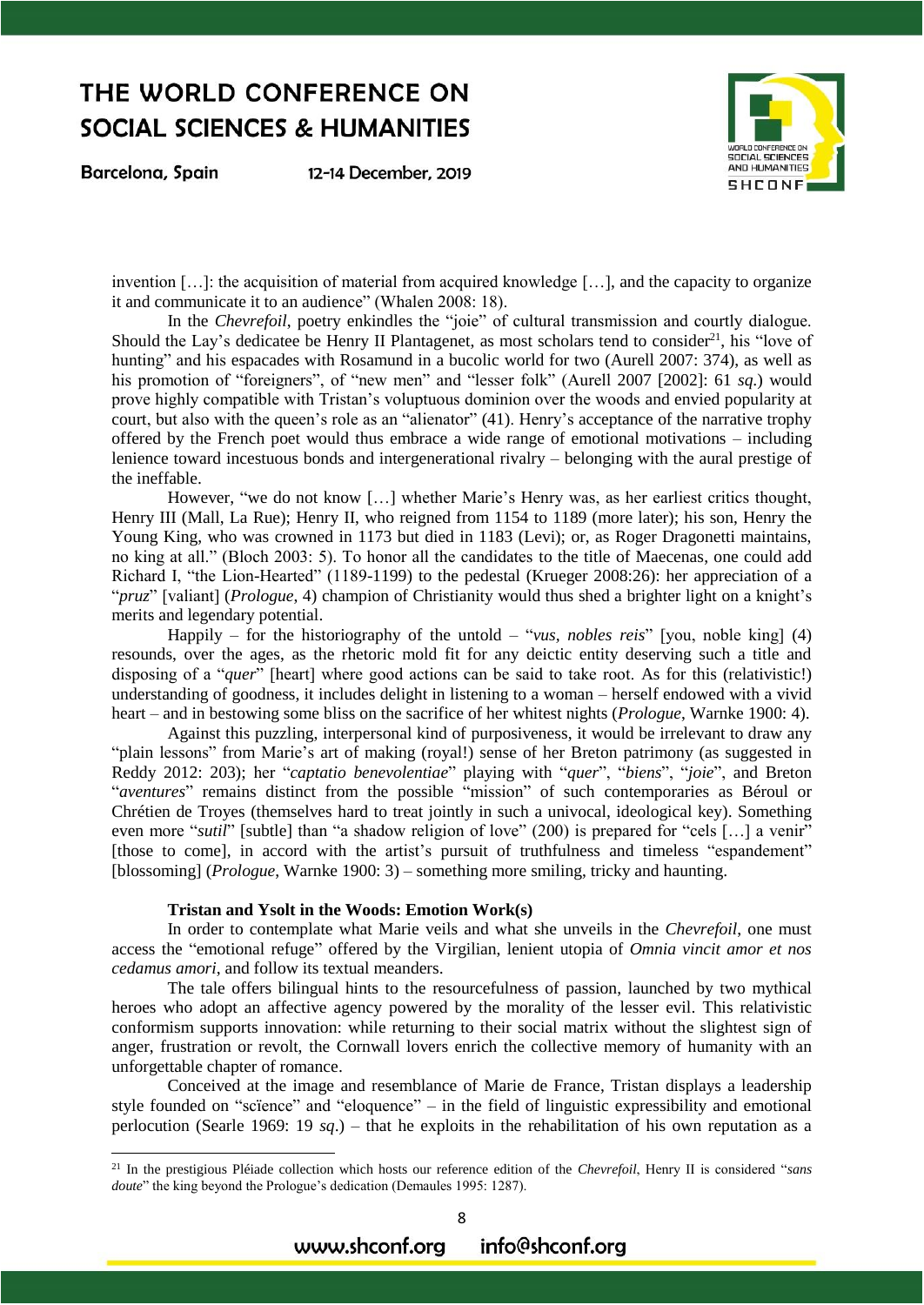invention […]: the acquisition of material from acquired knowledge […], and the capacity to organize it and communicate it to an audience" (Whalen 2008: 18).

In the *Chevrefoil*, poetry enkindles the "joie" of cultural transmission and courtly dialogue. Should the Lay's dedicatee be Henry II Plantagenet, as most scholars tend to consider[21], his "love of hunting" and his espacades with Rosamund in a bucolic world for two (Aurell 2007: 374), as well as his promotion of "foreigners", of "new men" and "lesser folk" (Aurell 2007 [2002]: 61 *sq.*) would prove highly compatible with Tristan's voluptuous dominion over the woods and envied popularity at court, but also with the queen's role as an "alienator" (41). Henry's acceptance of the narrative trophy offered by the French poet would thus embrace a wide range of emotional motivations – including lenience toward incestuous bonds and intergenerational rivalry – belonging with the aural prestige of the ineffable.

However, "we do not know […] whether Marie's Henry was, as her earliest critics thought, Henry III (Mall, La Rue); Henry II, who reigned from 1154 to 1189 (more later); his son, Henry the Young King, who was crowned in 1173 but died in 1183 (Levi); or, as Roger Dragonetti maintains, no king at all." (Bloch 2003: 5). To honor all the candidates to the title of Maecenas, one could add Richard I, "the Lion-Hearted" (1189-1199) to the pedestal (Krueger 2008:26): her appreciation of a "*pruz*" [valiant] (*Prologue*, 4) champion of Christianity would thus shed a brighter light on a knight's merits and legendary potential.

Happily – for the historiography of the untold – "*vus, nobles reis*" [you, noble king] (4) resounds, over the ages, as the rhetoric mold fit for any deictic entity deserving such a title and disposing of a "*quer*" [heart] where good actions can be said to take root. As for this (relativistic!) understanding of goodness, it includes delight in listening to a woman – herself endowed with a vivid heart – and in bestowing some bliss on the sacrifice of her whitest nights (*Prologue*, Warnke 1900: 4).

Against this puzzling, interpersonal kind of purposiveness, it would be irrelevant to draw any "plain lessons" from Marie's art of making (royal!) sense of her Breton patrimony (as suggested in Reddy 2012: 203); her "*captatio benevolentiae*" playing with "*quer*", "*biens*", "*joie*", and Breton "*aventures*" remains distinct from the possible "mission" of such contemporaries as Béroul or Chrétien de Troyes (themselves hard to treat jointly in such a univocal, ideological key). Something even more "*sutil*" [subtle] than "a shadow religion of love" (200) is prepared for "cels […] a venir" [those to come], in accord with the artist's pursuit of truthfulness and timeless "espandement" [blossoming] (*Prologue*, Warnke 1900: 3) – something more smiling, tricky and haunting.

**Tristan and Ysolt in the Woods: Emotion Work(s)**

In order to contemplate what Marie veils and what she unveils in the *Chevrefoil*, one must access the "emotional refuge" offered by the Virgilian, lenient utopia of *Omnia vincit amor et nos cedamus amori*, and follow its textual meanders.

The tale offers bilingual hints to the resourcefulness of passion, launched by two mythical heroes who adopt an affective agency powered by the morality of the lesser evil. This relativistic conformism supports innovation: while returning to their social matrix without the slightest sign of anger, frustration or revolt, the Cornwall lovers enrich the collective memory of humanity with an unforgettable chapter of romance.

Conceived at the image and resemblance of Marie de France, Tristan displays a leadership style founded on "scïence" and "eloquence" – in the field of linguistic expressibility and emotional perlocution (Searle 1969: 19 *sq.*) – that he exploits in the rehabilitation of his own reputation as a

---

[21] In the prestigious Pléiade collection which hosts our reference edition of the *Chevrefoil*, Henry II is considered "*sans doute*" the king beyond the Prologue's dedication (Demaules 1995: 1287).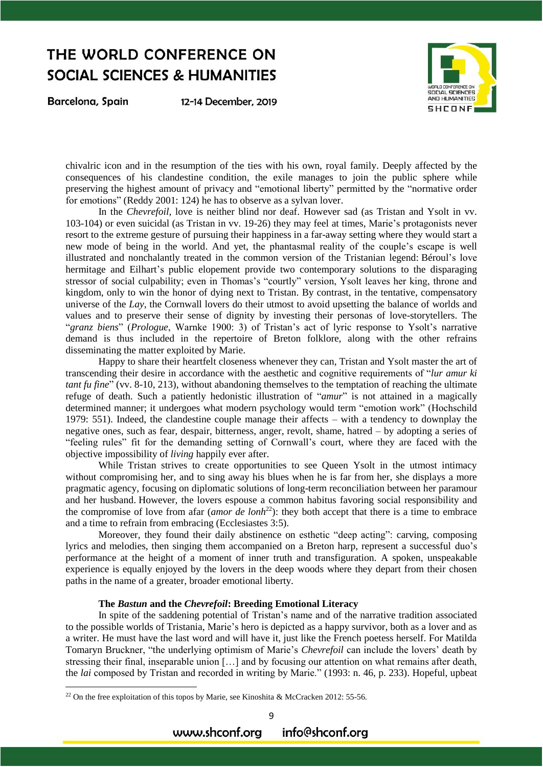chivalric icon and in the resumption of the ties with his own, royal family. Deeply affected by the consequences of his clandestine condition, the exile manages to join the public sphere while preserving the highest amount of privacy and "emotional liberty" permitted by the "normative order for emotions" (Reddy 2001: 124) he has to observe as a sylvan lover.

In the *Chevrefoil*, love is neither blind nor deaf. However sad (as Tristan and Ysolt in vv. 103-104) or even suicidal (as Tristan in vv. 19-26) they may feel at times, Marie's protagonists never resort to the extreme gesture of pursuing their happiness in a far-away setting where they would start a new mode of being in the world. And yet, the phantasmal reality of the couple's escape is well illustrated and nonchalantly treated in the common version of the Tristanian legend: Béroul's love hermitage and Eilhart's public elopement provide two contemporary solutions to the disparaging stressor of social culpability; even in Thomas's "courtly" version, Ysolt leaves her king, throne and kingdom, only to win the honor of dying next to Tristan. By contrast, in the tentative, compensatory universe of the *Lay*, the Cornwall lovers do their utmost to avoid upsetting the balance of worlds and values and to preserve their sense of dignity by investing their personas of love-storytellers. The "*granz biens*" (*Prologue*, Warnke 1900: 3) of Tristan's act of lyric response to Ysolt's narrative demand is thus included in the repertoire of Breton folklore, along with the other refrains disseminating the matter exploited by Marie.

Happy to share their heartfelt closeness whenever they can, Tristan and Ysolt master the art of transcending their desire in accordance with the aesthetic and cognitive requirements of "*lur amur ki tant fu fine*" (vv. 8-10, 213), without abandoning themselves to the temptation of reaching the ultimate refuge of death. Such a patiently hedonistic illustration of "*amur*" is not attained in a magically determined manner; it undergoes what modern psychology would term "emotion work" (Hochschild 1979: 551). Indeed, the clandestine couple manage their affects – with a tendency to downplay the negative ones, such as fear, despair, bitterness, anger, revolt, shame, hatred – by adopting a series of "feeling rules" fit for the demanding setting of Cornwall's court, where they are faced with the objective impossibility of *living* happily ever after.

While Tristan strives to create opportunities to see Queen Ysolt in the utmost intimacy without compromising her, and to sing away his blues when he is far from her, she displays a more pragmatic agency, focusing on diplomatic solutions of long-term reconciliation between her paramour and her husband. However, the lovers espouse a common habitus favoring social responsibility and the compromise of love from afar (*amor de lonh*[22]): they both accept that there is a time to embrace and a time to refrain from embracing (Ecclesiastes 3:5).

Moreover, they found their daily abstinence on esthetic "deep acting": carving, composing lyrics and melodies, then singing them accompanied on a Breton harp, represent a successful duo's performance at the height of a moment of inner truth and transfiguration. A spoken, unspeakable experience is equally enjoyed by the lovers in the deep woods where they depart from their chosen paths in the name of a greater, broader emotional liberty.

### The *Bastun* and the *Chevrefoil*: Breeding Emotional Literacy

In spite of the saddening potential of Tristan's name and of the narrative tradition associated to the possible worlds of Tristania, Marie's hero is depicted as a happy survivor, both as a lover and as a writer. He must have the last word and will have it, just like the French poetess herself. For Matilda Tomaryn Bruckner, "the underlying optimism of Marie's *Chevrefoil* can include the lovers' death by stressing their final, inseparable union […] and by focusing our attention on what remains after death, the *lai* composed by Tristan and recorded in writing by Marie." (1993: n. 46, p. 233). Hopeful, upbeat

[22] On the free exploitation of this topos by Marie, see Kinoshita & McCracken 2012: 55-56.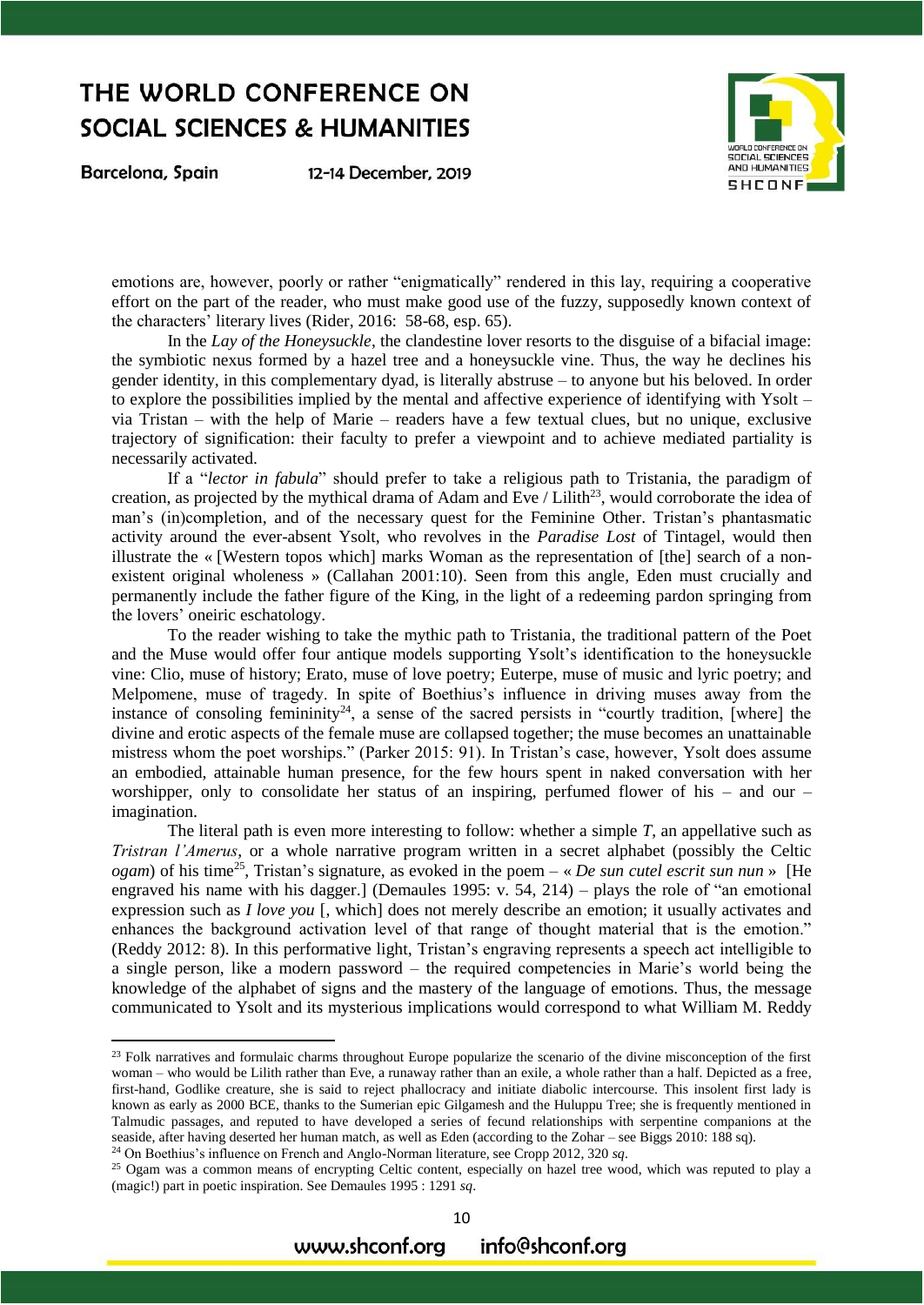emotions are, however, poorly or rather "enigmatically" rendered in this lay, requiring a cooperative effort on the part of the reader, who must make good use of the fuzzy, supposedly known context of the characters' literary lives (Rider, 2016: 58-68, esp. 65).

In the *Lay of the Honeysuckle*, the clandestine lover resorts to the disguise of a bifacial image: the symbiotic nexus formed by a hazel tree and a honeysuckle vine. Thus, the way he declines his gender identity, in this complementary dyad, is literally abstruse – to anyone but his beloved. In order to explore the possibilities implied by the mental and affective experience of identifying with Ysolt – via Tristan – with the help of Marie – readers have a few textual clues, but no unique, exclusive trajectory of signification: their faculty to prefer a viewpoint and to achieve mediated partiality is necessarily activated.

If a "*lector in fabula*" should prefer to take a religious path to Tristania, the paradigm of creation, as projected by the mythical drama of Adam and Eve / Lilith[23], would corroborate the idea of man's (in)completion, and of the necessary quest for the Feminine Other. Tristan's phantasmatic activity around the ever-absent Ysolt, who revolves in the *Paradise Lost* of Tintagel, would then illustrate the « [Western topos which] marks Woman as the representation of [the] search of a non-existent original wholeness » (Callahan 2001:10). Seen from this angle, Eden must crucially and permanently include the father figure of the King, in the light of a redeeming pardon springing from the lovers' oneiric eschatology.

To the reader wishing to take the mythic path to Tristania, the traditional pattern of the Poet and the Muse would offer four antique models supporting Ysolt's identification to the honeysuckle vine: Clio, muse of history; Erato, muse of love poetry; Euterpe, muse of music and lyric poetry; and Melpomene, muse of tragedy. In spite of Boethius's influence in driving muses away from the instance of consoling femininity[24], a sense of the sacred persists in "courtly tradition, [where] the divine and erotic aspects of the female muse are collapsed together; the muse becomes an unattainable mistress whom the poet worships." (Parker 2015: 91). In Tristan's case, however, Ysolt does assume an embodied, attainable human presence, for the few hours spent in naked conversation with her worshipper, only to consolidate her status of an inspiring, perfumed flower of his – and our – imagination.

The literal path is even more interesting to follow: whether a simple *T*, an appellative such as *Tristran l'Amerus*, or a whole narrative program written in a secret alphabet (possibly the Celtic *ogam*) of his time[25], Tristan's signature, as evoked in the poem – « *De sun cutel escrit sun nun* » [He engraved his name with his dagger.] (Demaules 1995: v. 54, 214) – plays the role of "an emotional expression such as *I love you* [, which] does not merely describe an emotion; it usually activates and enhances the background activation level of that range of thought material that is the emotion." (Reddy 2012: 8). In this performative light, Tristan's engraving represents a speech act intelligible to a single person, like a modern password – the required competencies in Marie's world being the knowledge of the alphabet of signs and the mastery of the language of emotions. Thus, the message communicated to Ysolt and its mysterious implications would correspond to what William M. Reddy

---

[23] Folk narratives and formulaic charms throughout Europe popularize the scenario of the divine misconception of the first woman – who would be Lilith rather than Eve, a runaway rather than an exile, a whole rather than a half. Depicted as a free, first-hand, Godlike creature, she is said to reject phallocracy and initiate diabolic intercourse. This insolent first lady is known as early as 2000 BCE, thanks to the Sumerian epic Gilgamesh and the Huluppu Tree; she is frequently mentioned in Talmudic passages, and reputed to have developed a series of fecund relationships with serpentine companions at the seaside, after having deserted her human match, as well as Eden (according to the Zohar – see Biggs 2010: 188 sq).

[24] On Boethius's influence on French and Anglo-Norman literature, see Cropp 2012, 320 *sq*.

[25] Ogam was a common means of encrypting Celtic content, especially on hazel tree wood, which was reputed to play a (magic!) part in poetic inspiration. See Demaules 1995 : 1291 *sq*.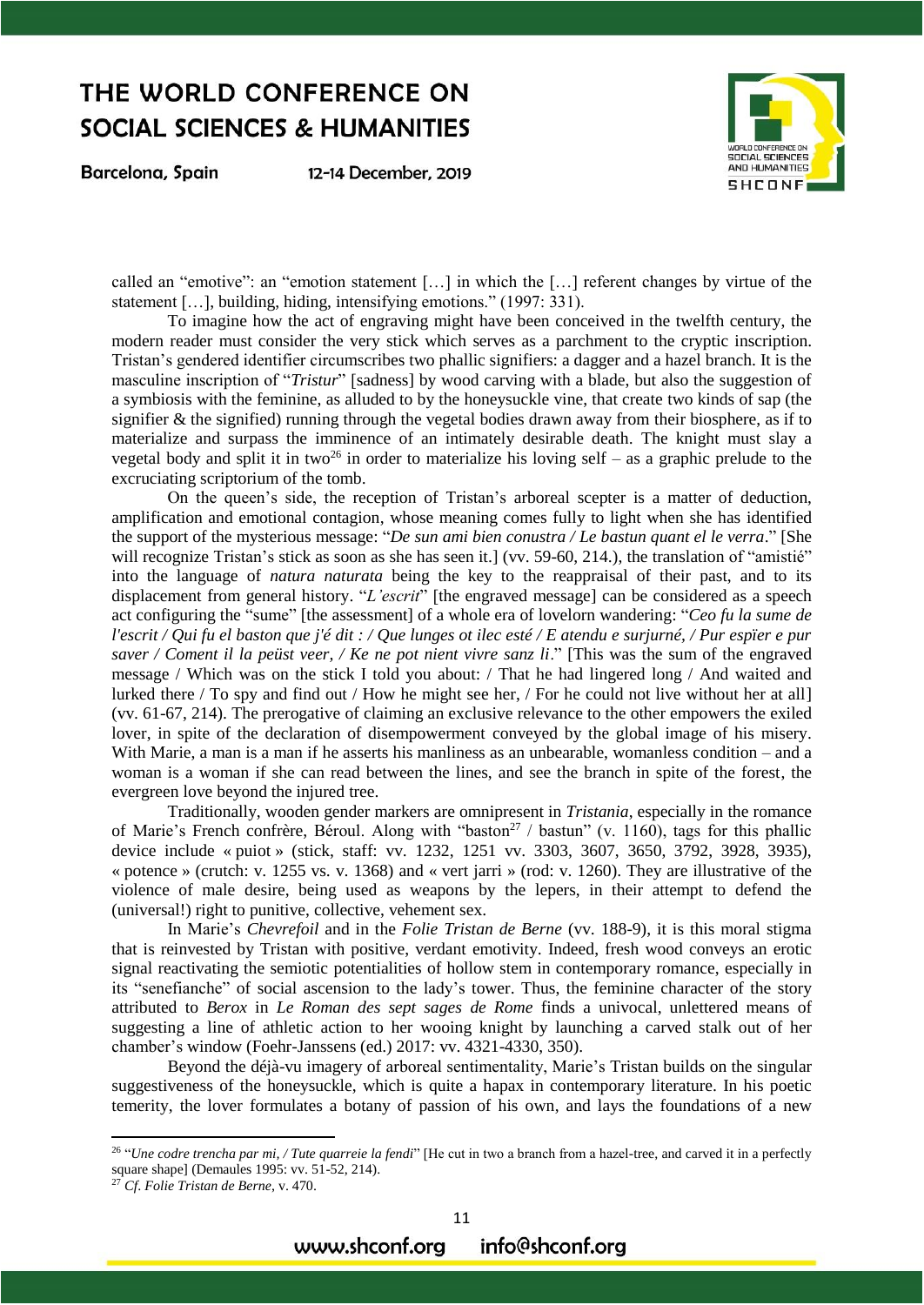called an "emotive": an "emotion statement […] in which the […] referent changes by virtue of the statement […], building, hiding, intensifying emotions." (1997: 331).

To imagine how the act of engraving might have been conceived in the twelfth century, the modern reader must consider the very stick which serves as a parchment to the cryptic inscription. Tristan's gendered identifier circumscribes two phallic signifiers: a dagger and a hazel branch. It is the masculine inscription of "*Tristur*" [sadness] by wood carving with a blade, but also the suggestion of a symbiosis with the feminine, as alluded to by the honeysuckle vine, that create two kinds of sap (the signifier & the signified) running through the vegetal bodies drawn away from their biosphere, as if to materialize and surpass the imminence of an intimately desirable death. The knight must slay a vegetal body and split it in two[26] in order to materialize his loving self – as a graphic prelude to the excruciating scriptorium of the tomb.

On the queen's side, the reception of Tristan's arboreal scepter is a matter of deduction, amplification and emotional contagion, whose meaning comes fully to light when she has identified the support of the mysterious message: "*De sun ami bien conustra / Le bastun quant el le verra*." [She will recognize Tristan's stick as soon as she has seen it.] (vv. 59-60, 214.), the translation of "amistié" into the language of *natura naturata* being the key to the reappraisal of their past, and to its displacement from general history. "*L'escrit*" [the engraved message] can be considered as a speech act configuring the "sume" [the assessment] of a whole era of lovelorn wandering: "*Ceo fu la sume de l'escrit / Qui fu el baston que j'é dit : / Que lunges ot ilec esté / E atendu e surjurné, / Pur espïer e pur saver / Coment il la peüst veer, / Ke ne pot nient vivre sanz li*." [This was the sum of the engraved message / Which was on the stick I told you about: / That he had lingered long / And waited and lurked there / To spy and find out / How he might see her, / For he could not live without her at all] (vv. 61-67, 214). The prerogative of claiming an exclusive relevance to the other empowers the exiled lover, in spite of the declaration of disempowerment conveyed by the global image of his misery. With Marie, a man is a man if he asserts his manliness as an unbearable, womanless condition – and a woman is a woman if she can read between the lines, and see the branch in spite of the forest, the evergreen love beyond the injured tree.

Traditionally, wooden gender markers are omnipresent in *Tristania*, especially in the romance of Marie's French confrère, Béroul. Along with "baston[27] / bastun" (v. 1160), tags for this phallic device include « puiot » (stick, staff: vv. 1232, 1251 vv. 3303, 3607, 3650, 3792, 3928, 3935), « potence » (crutch: v. 1255 vs. v. 1368) and « vert jarri » (rod: v. 1260). They are illustrative of the violence of male desire, being used as weapons by the lepers, in their attempt to defend the (universal!) right to punitive, collective, vehement sex.

In Marie's *Chevrefoil* and in the *Folie Tristan de Berne* (vv. 188-9), it is this moral stigma that is reinvested by Tristan with positive, verdant emotivity. Indeed, fresh wood conveys an erotic signal reactivating the semiotic potentialities of hollow stem in contemporary romance, especially in its "senefianche" of social ascension to the lady's tower. Thus, the feminine character of the story attributed to *Berox* in *Le Roman des sept sages de Rome* finds a univocal, unlettered means of suggesting a line of athletic action to her wooing knight by launching a carved stalk out of her chamber's window (Foehr-Janssens (ed.) 2017: vv. 4321-4330, 350).

Beyond the déjà-vu imagery of arboreal sentimentality, Marie's Tristan builds on the singular suggestiveness of the honeysuckle, which is quite a hapax in contemporary literature. In his poetic temerity, the lover formulates a botany of passion of his own, and lays the foundations of a new

---

[26] "*Une codre trencha par mi, / Tute quarreie la fendi*" [He cut in two a branch from a hazel-tree, and carved it in a perfectly square shape] (Demaules 1995: vv. 51-52, 214).

[27] *Cf. Folie Tristan de Berne*, v. 470.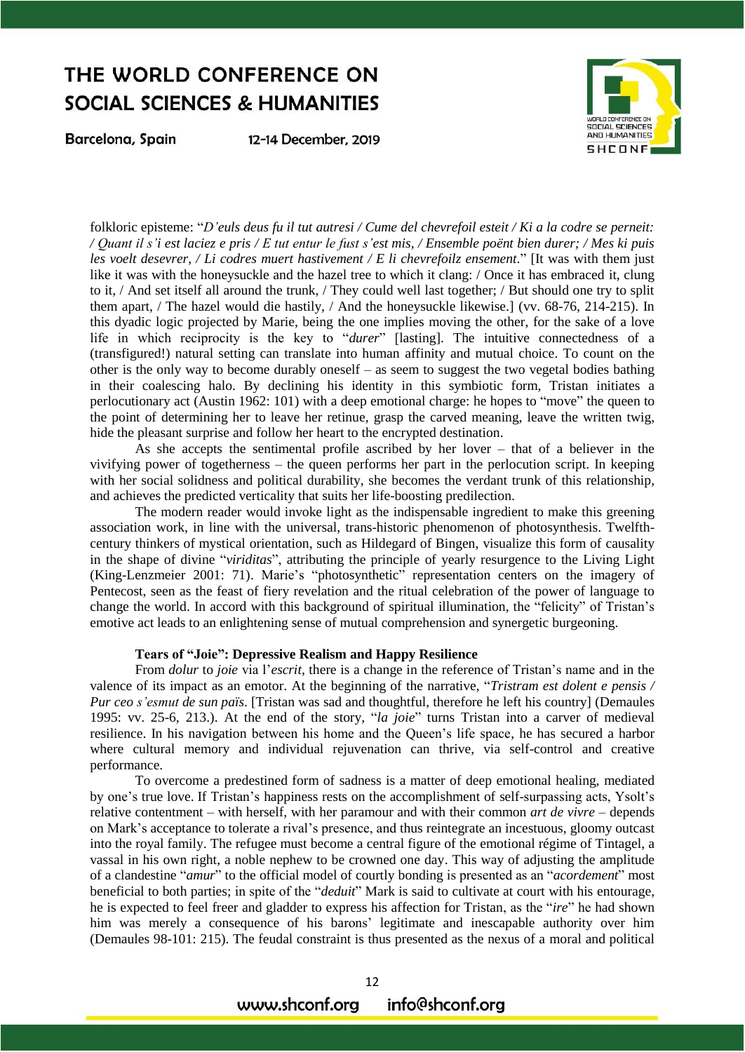folkloric episteme: "*D'euls deus fu il tut autresi / Cume del chevrefoil esteit / Ki a la codre se perneit: / Quant il s'i est laciez e pris / E tut entur le fust s'est mis, / Ensemble poënt bien durer; / Mes ki puis les voelt desevrer, / Li codres muert hastivement / E li chevrefoilz ensement*." [It was with them just like it was with the honeysuckle and the hazel tree to which it clang: / Once it has embraced it, clung to it, / And set itself all around the trunk, / They could well last together; / But should one try to split them apart, / The hazel would die hastily, / And the honeysuckle likewise.] (vv. 68-76, 214-215). In this dyadic logic projected by Marie, being the one implies moving the other, for the sake of a love life in which reciprocity is the key to "*durer*" [lasting]. The intuitive connectedness of a (transfigured!) natural setting can translate into human affinity and mutual choice. To count on the other is the only way to become durably oneself – as seem to suggest the two vegetal bodies bathing in their coalescing halo. By declining his identity in this symbiotic form, Tristan initiates a perlocutionary act (Austin 1962: 101) with a deep emotional charge: he hopes to "move" the queen to the point of determining her to leave her retinue, grasp the carved meaning, leave the written twig, hide the pleasant surprise and follow her heart to the encrypted destination.

As she accepts the sentimental profile ascribed by her lover – that of a believer in the vivifying power of togetherness – the queen performs her part in the perlocution script. In keeping with her social solidness and political durability, she becomes the verdant trunk of this relationship, and achieves the predicted verticality that suits her life-boosting predilection.

The modern reader would invoke light as the indispensable ingredient to make this greening association work, in line with the universal, trans-historic phenomenon of photosynthesis. Twelfth-century thinkers of mystical orientation, such as Hildegard of Bingen, visualize this form of causality in the shape of divine "*viriditas*", attributing the principle of yearly resurgence to the Living Light (King-Lenzmeier 2001: 71). Marie's "photosynthetic" representation centers on the imagery of Pentecost, seen as the feast of fiery revelation and the ritual celebration of the power of language to change the world. In accord with this background of spiritual illumination, the "felicity" of Tristan's emotive act leads to an enlightening sense of mutual comprehension and synergetic burgeoning.

**Tears of "Joie": Depressive Realism and Happy Resilience**

From *dolur* to *joie* via l'*escrit*, there is a change in the reference of Tristan's name and in the valence of its impact as an emotor. At the beginning of the narrative, "*Tristram est dolent e pensis / Pur ceo s'esmut de sun païs*. [Tristan was sad and thoughtful, therefore he left his country] (Demaules 1995: vv. 25-6, 213.). At the end of the story, "*la joie*" turns Tristan into a carver of medieval resilience. In his navigation between his home and the Queen's life space, he has secured a harbor where cultural memory and individual rejuvenation can thrive, via self-control and creative performance.

To overcome a predestined form of sadness is a matter of deep emotional healing, mediated by one's true love. If Tristan's happiness rests on the accomplishment of self-surpassing acts, Ysolt's relative contentment – with herself, with her paramour and with their common *art de vivre* – depends on Mark's acceptance to tolerate a rival's presence, and thus reintegrate an incestuous, gloomy outcast into the royal family. The refugee must become a central figure of the emotional régime of Tintagel, a vassal in his own right, a noble nephew to be crowned one day. This way of adjusting the amplitude of a clandestine "*amur*" to the official model of courtly bonding is presented as an "*acordement*" most beneficial to both parties; in spite of the "*deduit*" Mark is said to cultivate at court with his entourage, he is expected to feel freer and gladder to express his affection for Tristan, as the "*ire*" he had shown him was merely a consequence of his barons' legitimate and inescapable authority over him (Demaules 98-101: 215). The feudal constraint is thus presented as the nexus of a moral and political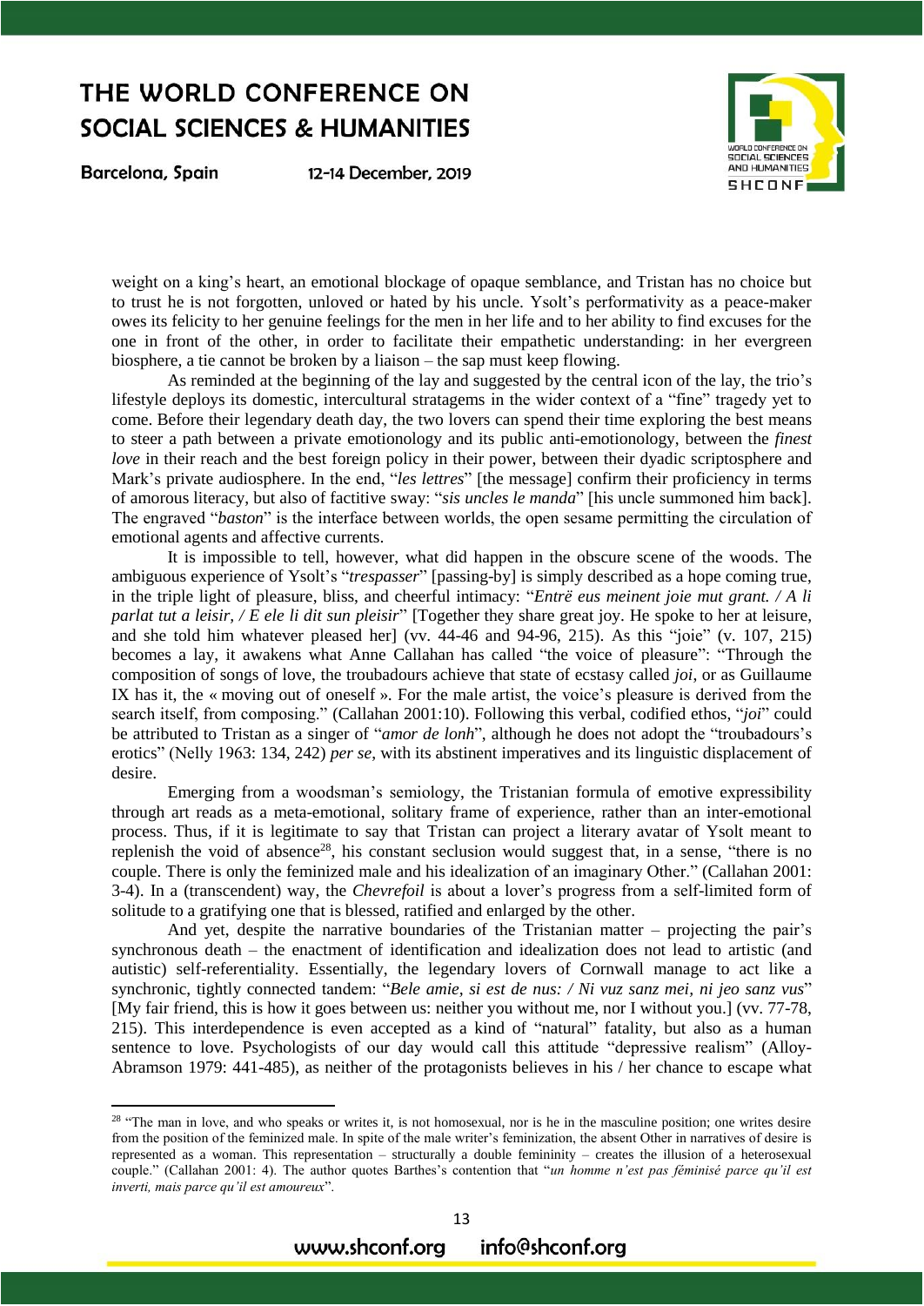weight on a king's heart, an emotional blockage of opaque semblance, and Tristan has no choice but to trust he is not forgotten, unloved or hated by his uncle. Ysolt's performativity as a peace-maker owes its felicity to her genuine feelings for the men in her life and to her ability to find excuses for the one in front of the other, in order to facilitate their empathetic understanding: in her evergreen biosphere, a tie cannot be broken by a liaison – the sap must keep flowing.

As reminded at the beginning of the lay and suggested by the central icon of the lay, the trio's lifestyle deploys its domestic, intercultural stratagems in the wider context of a "fine" tragedy yet to come. Before their legendary death day, the two lovers can spend their time exploring the best means to steer a path between a private emotionology and its public anti-emotionology, between the *finest love* in their reach and the best foreign policy in their power, between their dyadic scriptosphere and Mark's private audiosphere. In the end, "*les lettres*" [the message] confirm their proficiency in terms of amorous literacy, but also of factitive sway: "*sis uncles le manda*" [his uncle summoned him back]. The engraved "*baston*" is the interface between worlds, the open sesame permitting the circulation of emotional agents and affective currents.

It is impossible to tell, however, what did happen in the obscure scene of the woods. The ambiguous experience of Ysolt's "*trespasser*" [passing-by] is simply described as a hope coming true, in the triple light of pleasure, bliss, and cheerful intimacy: "*Entrë eus meinent joie mut grant. / A li parlat tut a leisir, / E ele li dit sun pleisir*" [Together they share great joy. He spoke to her at leisure, and she told him whatever pleased her] (vv. 44-46 and 94-96, 215). As this "joie" (v. 107, 215) becomes a lay, it awakens what Anne Callahan has called "the voice of pleasure": "Through the composition of songs of love, the troubadours achieve that state of ecstasy called *joi*, or as Guillaume IX has it, the « moving out of oneself ». For the male artist, the voice's pleasure is derived from the search itself, from composing." (Callahan 2001:10). Following this verbal, codified ethos, "*joi*" could be attributed to Tristan as a singer of "*amor de lonh*", although he does not adopt the "troubadours's erotics" (Nelly 1963: 134, 242) *per se*, with its abstinent imperatives and its linguistic displacement of desire.

Emerging from a woodsman's semiology, the Tristanian formula of emotive expressibility through art reads as a meta-emotional, solitary frame of experience, rather than an inter-emotional process. Thus, if it is legitimate to say that Tristan can project a literary avatar of Ysolt meant to replenish the void of absence[28], his constant seclusion would suggest that, in a sense, "there is no couple. There is only the feminized male and his idealization of an imaginary Other." (Callahan 2001: 3-4). In a (transcendent) way, the *Chevrefoil* is about a lover's progress from a self-limited form of solitude to a gratifying one that is blessed, ratified and enlarged by the other.

And yet, despite the narrative boundaries of the Tristanian matter – projecting the pair's synchronous death – the enactment of identification and idealization does not lead to artistic (and autistic) self-referentiality. Essentially, the legendary lovers of Cornwall manage to act like a synchronic, tightly connected tandem: "*Bele amie, si est de nus: / Ni vuz sanz mei, ni jeo sanz vus*" [My fair friend, this is how it goes between us: neither you without me, nor I without you.] (vv. 77-78, 215). This interdependence is even accepted as a kind of "natural" fatality, but also as a human sentence to love. Psychologists of our day would call this attitude "depressive realism" (Alloy-Abramson 1979: 441-485), as neither of the protagonists believes in his / her chance to escape what

[28] "The man in love, and who speaks or writes it, is not homosexual, nor is he in the masculine position; one writes desire from the position of the feminized male. In spite of the male writer's feminization, the absent Other in narratives of desire is represented as a woman. This representation – structurally a double femininity – creates the illusion of a heterosexual couple." (Callahan 2001: 4). The author quotes Barthes's contention that "*un homme n'est pas féminisé parce qu'il est inverti, mais parce qu'il est amoureux*".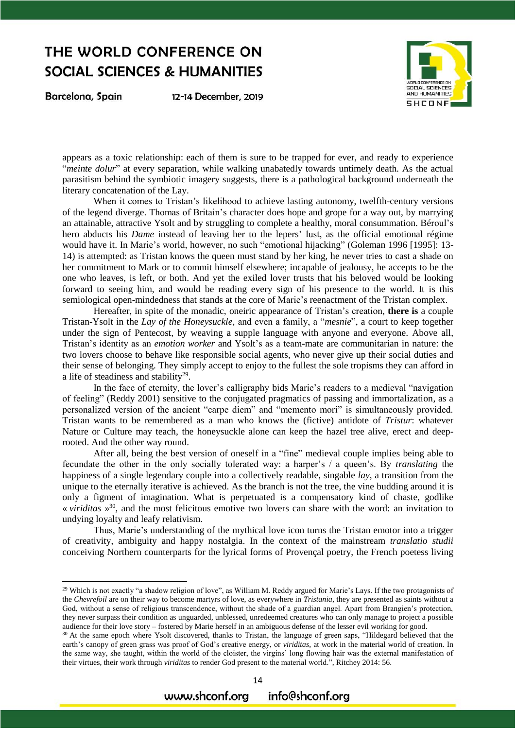appears as a toxic relationship: each of them is sure to be trapped for ever, and ready to experience "*meinte dolur*" at every separation, while walking unabatedly towards untimely death. As the actual parasitism behind the symbiotic imagery suggests, there is a pathological background underneath the literary concatenation of the Lay.

When it comes to Tristan's likelihood to achieve lasting autonomy, twelfth-century versions of the legend diverge. Thomas of Britain's character does hope and grope for a way out, by marrying an attainable, attractive Ysolt and by struggling to complete a healthy, moral consummation. Béroul's hero abducts his *Dame* instead of leaving her to the lepers' lust, as the official emotional régime would have it. In Marie's world, however, no such "emotional hijacking" (Goleman 1996 [1995]: 13-14) is attempted: as Tristan knows the queen must stand by her king, he never tries to cast a shade on her commitment to Mark or to commit himself elsewhere; incapable of jealousy, he accepts to be the one who leaves, is left, or both. And yet the exiled lover trusts that his beloved would be looking forward to seeing him, and would be reading every sign of his presence to the world. It is this semiological open-mindedness that stands at the core of Marie's reenactment of the Tristan complex.

Hereafter, in spite of the monadic, oneiric appearance of Tristan's creation, **there is** a couple Tristan-Ysolt in the *Lay of the Honeysuckle*, and even a family, a "*mesnie*", a court to keep together under the sign of Pentecost, by weaving a supple language with anyone and everyone. Above all, Tristan's identity as an *emotion worker* and Ysolt's as a team-mate are communitarian in nature: the two lovers choose to behave like responsible social agents, who never give up their social duties and their sense of belonging. They simply accept to enjoy to the fullest the sole tropisms they can afford in a life of steadiness and stability[29].

In the face of eternity, the lover's calligraphy bids Marie's readers to a medieval "navigation of feeling" (Reddy 2001) sensitive to the conjugated pragmatics of passing and immortalization, as a personalized version of the ancient "carpe diem" and "memento mori" is simultaneously provided. Tristan wants to be remembered as a man who knows the (fictive) antidote of *Tristur*: whatever Nature or Culture may teach, the honeysuckle alone can keep the hazel tree alive, erect and deep-rooted. And the other way round.

After all, being the best version of oneself in a "fine" medieval couple implies being able to fecundate the other in the only socially tolerated way: a harper's / a queen's. By *translating* the happiness of a single legendary couple into a collectively readable, singable *lay*, a transition from the unique to the eternally iterative is achieved. As the branch is not the tree, the vine budding around it is only a figment of imagination. What is perpetuated is a compensatory kind of chaste, godlike « *viriditas* »[30], and the most felicitous emotive two lovers can share with the word: an invitation to undying loyalty and leafy relativism.

Thus, Marie's understanding of the mythical love icon turns the Tristan emotor into a trigger of creativity, ambiguity and happy nostalgia. In the context of the mainstream *translatio studii* conceiving Northern counterparts for the lyrical forms of Provençal poetry, the French poetess living

---

[29] Which is not exactly "a shadow religion of love", as William M. Reddy argued for Marie's Lays. If the two protagonists of the *Chevrefoil* are on their way to become martyrs of love, as everywhere in *Tristania*, they are presented as saints without a God, without a sense of religious transcendence, without the shade of a guardian angel. Apart from Brangien's protection, they never surpass their condition as unguarded, unblessed, unredeemed creatures who can only manage to project a possible audience for their love story – fostered by Marie herself in an ambiguous defense of the lesser evil working for good.

[30] At the same epoch where Ysolt discovered, thanks to Tristan, the language of green saps, "Hildegard believed that the earth's canopy of green grass was proof of God's creative energy, or *viriditas*, at work in the material world of creation. In the same way, she taught, within the world of the cloister, the virgins' long flowing hair was the external manifestation of their virtues, their work through *viriditas* to render God present to the material world.", Ritchey 2014: 56.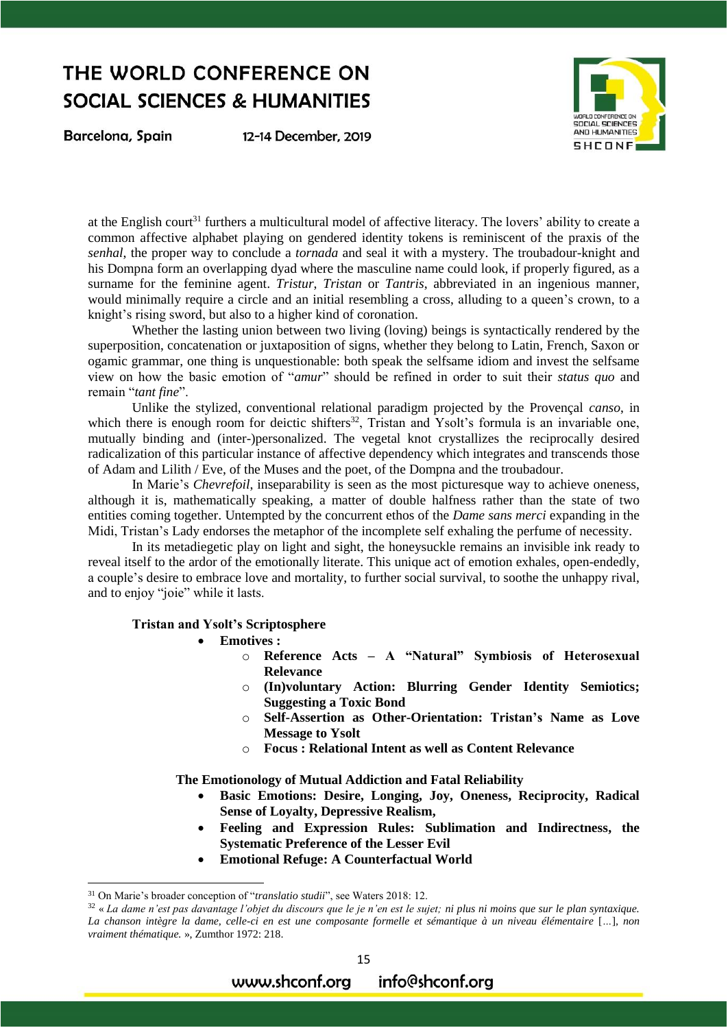at the English court[31] furthers a multicultural model of affective literacy. The lovers' ability to create a common affective alphabet playing on gendered identity tokens is reminiscent of the praxis of the *senhal*, the proper way to conclude a *tornada* and seal it with a mystery. The troubadour-knight and his Dompna form an overlapping dyad where the masculine name could look, if properly figured, as a surname for the feminine agent. *Tristur*, *Tristan* or *Tantris*, abbreviated in an ingenious manner, would minimally require a circle and an initial resembling a cross, alluding to a queen's crown, to a knight's rising sword, but also to a higher kind of coronation.

Whether the lasting union between two living (loving) beings is syntactically rendered by the superposition, concatenation or juxtaposition of signs, whether they belong to Latin, French, Saxon or ogamic grammar, one thing is unquestionable: both speak the selfsame idiom and invest the selfsame view on how the basic emotion of "*amur*" should be refined in order to suit their *status quo* and remain "*tant fine*".

Unlike the stylized, conventional relational paradigm projected by the Provençal *canso*, in which there is enough room for deictic shifters[32], Tristan and Ysolt's formula is an invariable one, mutually binding and (inter-)personalized. The vegetal knot crystallizes the reciprocally desired radicalization of this particular instance of affective dependency which integrates and transcends those of Adam and Lilith / Eve, of the Muses and the poet, of the Dompna and the troubadour.

In Marie's *Chevrefoil*, inseparability is seen as the most picturesque way to achieve oneness, although it is, mathematically speaking, a matter of double halfness rather than the state of two entities coming together. Untempted by the concurrent ethos of the *Dame sans merci* expanding in the Midi, Tristan's Lady endorses the metaphor of the incomplete self exhaling the perfume of necessity.

In its metadiegetic play on light and sight, the honeysuckle remains an invisible ink ready to reveal itself to the ardor of the emotionally literate. This unique act of emotion exhales, open-endedly, a couple's desire to embrace love and mortality, to further social survival, to soothe the unhappy rival, and to enjoy "joie" while it lasts.

**Tristan and Ysolt's Scriptosphere**

- **Emotives :**
  - **Reference Acts – A "Natural" Symbiosis of Heterosexual Relevance**
  - **(In)voluntary Action: Blurring Gender Identity Semiotics; Suggesting a Toxic Bond**
  - **Self-Assertion as Other-Orientation: Tristan's Name as Love Message to Ysolt**
  - **Focus : Relational Intent as well as Content Relevance**

**The Emotionology of Mutual Addiction and Fatal Reliability**

- **Basic Emotions: Desire, Longing, Joy, Oneness, Reciprocity, Radical Sense of Loyalty, Depressive Realism,**
- **Feeling and Expression Rules: Sublimation and Indirectness, the Systematic Preference of the Lesser Evil**
- **Emotional Refuge: A Counterfactual World**

---

[31] On Marie's broader conception of "*translatio studii*", see Waters 2018: 12.

[32] « *La dame n'est pas davantage l'objet du discours que le je n'en est le sujet; ni plus ni moins que sur le plan syntaxique. La chanson intègre la dame, celle-ci en est une composante formelle et sémantique à un niveau élémentaire* […], *non vraiment thématique.* », Zumthor 1972: 218.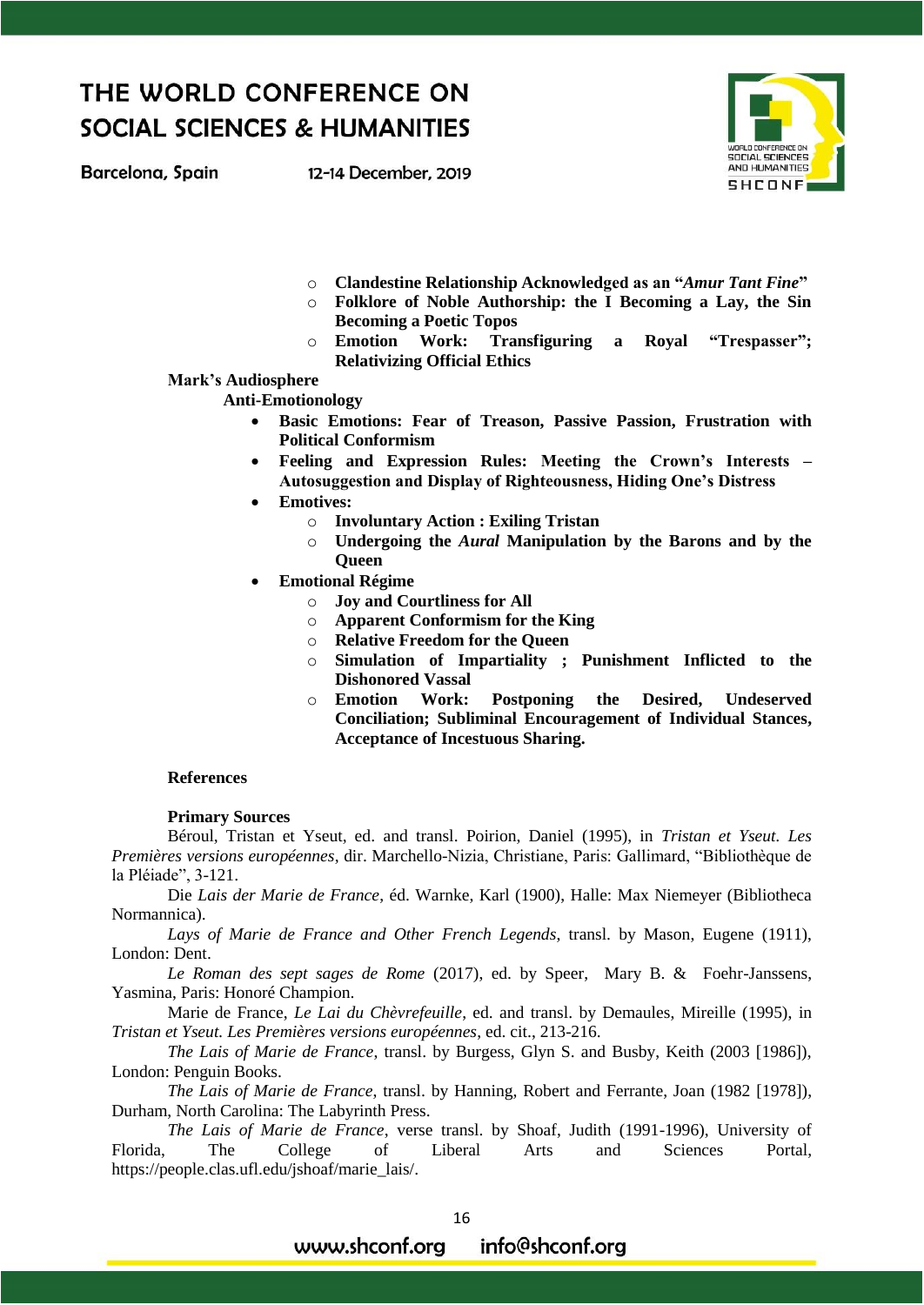- **Clandestine Relationship Acknowledged as an “*Amur Tant Fine*”**
- **Folklore of Noble Authorship: the I Becoming a Lay, the Sin Becoming a Poetic Topos**
- **Emotion Work: Transfiguring a Royal “Trespasser”; Relativizing Official Ethics**

**Mark’s Audiosphere**

**Anti-Emotionology**

- **Basic Emotions: Fear of Treason, Passive Passion, Frustration with Political Conformism**
- **Feeling and Expression Rules: Meeting the Crown’s Interests – Autosuggestion and Display of Righteousness, Hiding One’s Distress**
- **Emotives:**
  - **Involuntary Action : Exiling Tristan**
  - **Undergoing the *Aural* Manipulation by the Barons and by the Queen**
- **Emotional Régime**
  - **Joy and Courtliness for All**
  - **Apparent Conformism for the King**
  - **Relative Freedom for the Queen**
  - **Simulation of Impartiality ; Punishment Inflicted to the Dishonored Vassal**
  - **Emotion Work: Postponing the Desired, Undeserved Conciliation; Subliminal Encouragement of Individual Stances, Acceptance of Incestuous Sharing.**

## References

### Primary Sources

Béroul, Tristan et Yseut, ed. and transl. Poirion, Daniel (1995), in *Tristan et Yseut. Les Premières versions européennes*, dir. Marchello-Nizia, Christiane, Paris: Gallimard, “Bibliothèque de la Pléiade”, 3-121.

Die *Lais der Marie de France*, éd. Warnke, Karl (1900), Halle: Max Niemeyer (Bibliotheca Normannica).

*Lays of Marie de France and Other French Legends*, transl. by Mason, Eugene (1911), London: Dent.

*Le Roman des sept sages de Rome* (2017), ed. by Speer, Mary B. & Foehr-Janssens, Yasmina, Paris: Honoré Champion.

Marie de France, *Le Lai du Chèvrefeuille*, ed. and transl. by Demaules, Mireille (1995), in *Tristan et Yseut. Les Premières versions européennes*, ed. cit., 213-216.

*The Lais of Marie de France*, transl. by Burgess, Glyn S. and Busby, Keith (2003 [1986]), London: Penguin Books.

*The Lais of Marie de France*, transl. by Hanning, Robert and Ferrante, Joan (1982 [1978]), Durham, North Carolina: The Labyrinth Press.

*The Lais of Marie de France*, verse transl. by Shoaf, Judith (1991-1996), University of Florida, The College of Liberal Arts and Sciences Portal, https://people.clas.ufl.edu/jshoaf/marie_lais/.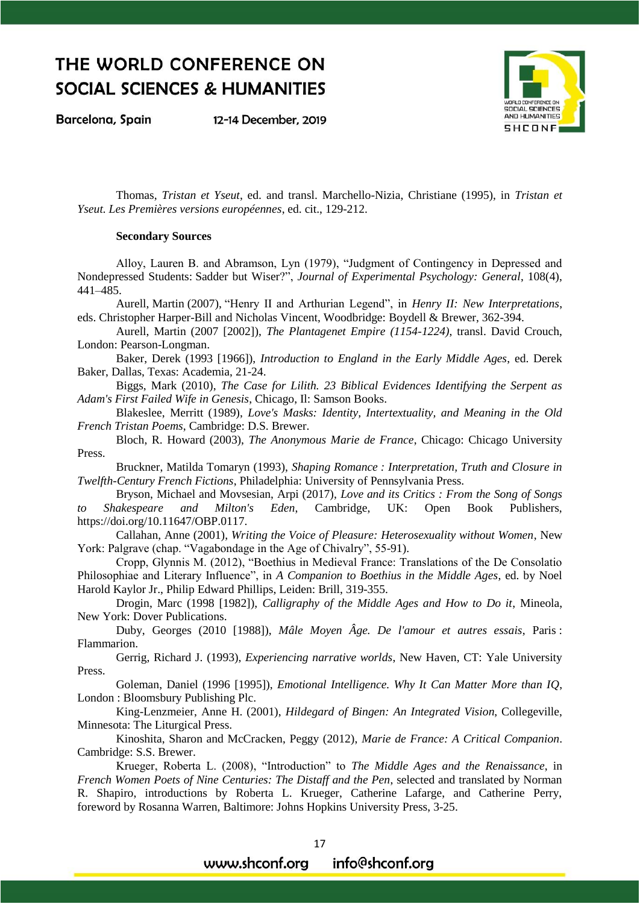Thomas, *Tristan et Yseut*, ed. and transl. Marchello-Nizia, Christiane (1995), in *Tristan et Yseut. Les Premières versions européennes*, ed. cit., 129-212.

**Secondary Sources**

Alloy, Lauren B. and Abramson, Lyn (1979), “Judgment of Contingency in Depressed and Nondepressed Students: Sadder but Wiser?”, *Journal of Experimental Psychology: General*, 108(4), 441–485.

Aurell, Martin (2007), “Henry II and Arthurian Legend”, in *Henry II: New Interpretations*, eds. Christopher Harper-Bill and Nicholas Vincent, Woodbridge: Boydell & Brewer, 362-394.

Aurell, Martin (2007 [2002]), *The Plantagenet Empire (1154-1224)*, transl. David Crouch, London: Pearson-Longman.

Baker, Derek (1993 [1966]), *Introduction to England in the Early Middle Ages*, ed. Derek Baker, Dallas, Texas: Academia, 21-24.

Biggs, Mark (2010), *The Case for Lilith. 23 Biblical Evidences Identifying the Serpent as Adam's First Failed Wife in Genesis*, Chicago, Il: Samson Books.

Blakeslee, Merritt (1989), *Love's Masks: Identity, Intertextuality, and Meaning in the Old French Tristan Poems*, Cambridge: D.S. Brewer.

Bloch, R. Howard (2003), *The Anonymous Marie de France*, Chicago: Chicago University Press.

Bruckner, Matilda Tomaryn (1993), *Shaping Romance : Interpretation, Truth and Closure in Twelfth-Century French Fictions*, Philadelphia: University of Pennsylvania Press.

Bryson, Michael and Movsesian, Arpi (2017), *Love and its Critics : From the Song of Songs to Shakespeare and Milton's Eden*, Cambridge, UK: Open Book Publishers, https://doi.org/10.11647/OBP.0117.

Callahan, Anne (2001), *Writing the Voice of Pleasure: Heterosexuality without Women*, New York: Palgrave (chap. “Vagabondage in the Age of Chivalry”, 55-91).

Cropp, Glynnis M. (2012), “Boethius in Medieval France: Translations of the De Consolatio Philosophiae and Literary Influence”, in *A Companion to Boethius in the Middle Ages*, ed. by Noel Harold Kaylor Jr., Philip Edward Phillips, Leiden: Brill, 319-355.

Drogin, Marc (1998 [1982]), *Calligraphy of the Middle Ages and How to Do it*, Mineola, New York: Dover Publications.

Duby, Georges (2010 [1988]), *Mâle Moyen Âge. De l'amour et autres essais*, Paris : Flammarion.

Gerrig, Richard J. (1993), *Experiencing narrative worlds*, New Haven, CT: Yale University Press.

Goleman, Daniel (1996 [1995]), *Emotional Intelligence. Why It Can Matter More than IQ*, London : Bloomsbury Publishing Plc.

King-Lenzmeier, Anne H. (2001), *Hildegard of Bingen: An Integrated Vision*, Collegeville, Minnesota: The Liturgical Press.

Kinoshita, Sharon and McCracken, Peggy (2012), *Marie de France: A Critical Companion*. Cambridge: S.S. Brewer.

Krueger, Roberta L. (2008), “Introduction” to *The Middle Ages and the Renaissance*, in *French Women Poets of Nine Centuries: The Distaff and the Pen*, selected and translated by Norman R. Shapiro, introductions by Roberta L. Krueger, Catherine Lafarge, and Catherine Perry, foreword by Rosanna Warren, Baltimore: Johns Hopkins University Press, 3-25.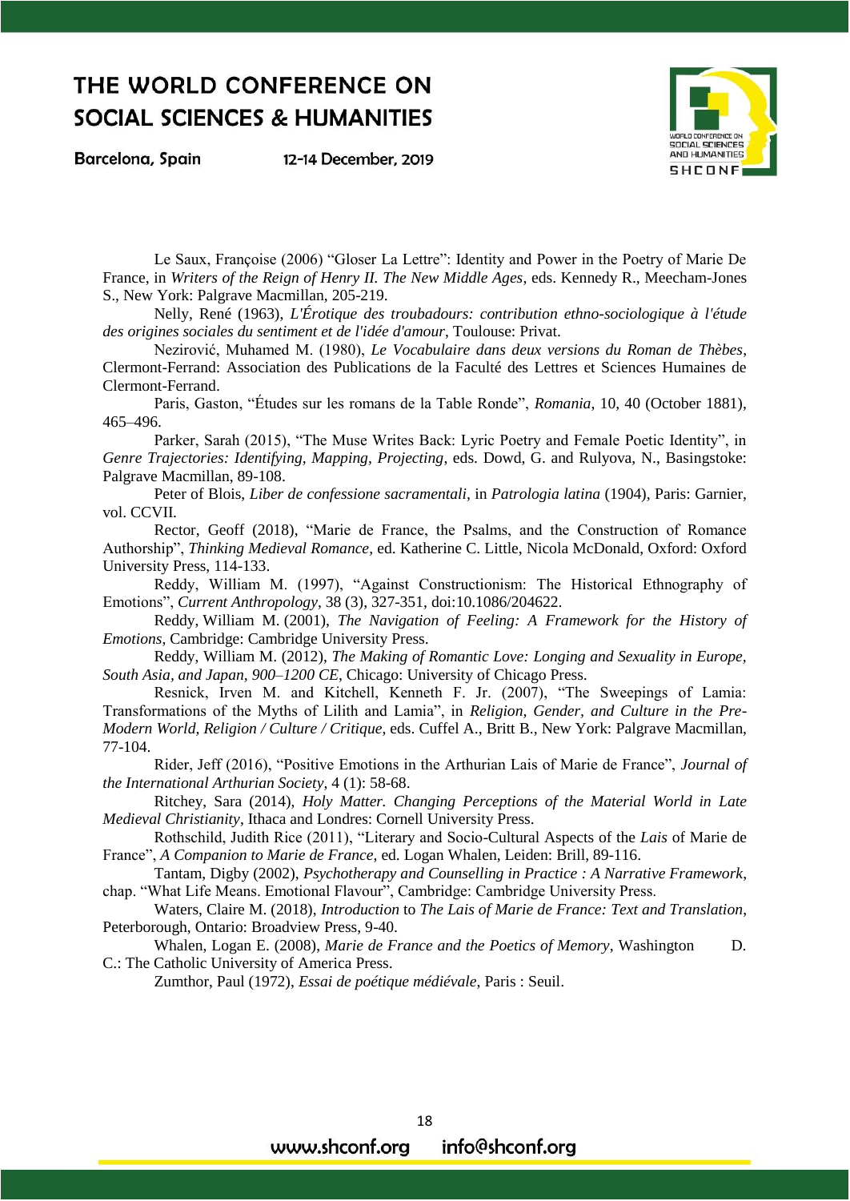Le Saux, Françoise (2006) "Gloser La Lettre": Identity and Power in the Poetry of Marie De France, in *Writers of the Reign of Henry II. The New Middle Ages*, eds. Kennedy R., Meecham-Jones S., New York: Palgrave Macmillan, 205-219.

Nelly, René (1963), *L'Érotique des troubadours: contribution ethno-sociologique à l'étude des origines sociales du sentiment et de l'idée d'amour*, Toulouse: Privat.

Nezirović, Muhamed M. (1980), *Le Vocabulaire dans deux versions du Roman de Thèbes*, Clermont-Ferrand: Association des Publications de la Faculté des Lettres et Sciences Humaines de Clermont-Ferrand.

Paris, Gaston, "Études sur les romans de la Table Ronde", *Romania*, 10, 40 (October 1881), 465–496.

Parker, Sarah (2015), "The Muse Writes Back: Lyric Poetry and Female Poetic Identity", in *Genre Trajectories: Identifying, Mapping, Projecting*, eds. Dowd, G. and Rulyova, N., Basingstoke: Palgrave Macmillan, 89-108.

Peter of Blois, *Liber de confessione sacramentali*, in *Patrologia latina* (1904), Paris: Garnier, vol. CCVII.

Rector, Geoff (2018), "Marie de France, the Psalms, and the Construction of Romance Authorship", *Thinking Medieval Romance*, ed. Katherine C. Little, Nicola McDonald, Oxford: Oxford University Press, 114-133.

Reddy, William M. (1997), "Against Constructionism: The Historical Ethnography of Emotions", *Current Anthropology*, 38 (3), 327-351, doi:10.1086/204622.

Reddy, William M. (2001), *The Navigation of Feeling: A Framework for the History of Emotions*, Cambridge: Cambridge University Press.

Reddy, William M. (2012), *The Making of Romantic Love: Longing and Sexuality in Europe, South Asia, and Japan, 900–1200 CE*, Chicago: University of Chicago Press.

Resnick, Irven M. and Kitchell, Kenneth F. Jr. (2007), "The Sweepings of Lamia: Transformations of the Myths of Lilith and Lamia", in *Religion, Gender, and Culture in the Pre-Modern World, Religion / Culture / Critique*, eds. Cuffel A., Britt B., New York: Palgrave Macmillan, 77-104.

Rider, Jeff (2016), "Positive Emotions in the Arthurian Lais of Marie de France", *Journal of the International Arthurian Society*, 4 (1): 58-68.

Ritchey, Sara (2014), *Holy Matter. Changing Perceptions of the Material World in Late Medieval Christianity*, Ithaca and Londres: Cornell University Press.

Rothschild, Judith Rice (2011), "Literary and Socio-Cultural Aspects of the *Lais* of Marie de France", *A Companion to Marie de France*, ed. Logan Whalen, Leiden: Brill, 89-116.

Tantam, Digby (2002), *Psychotherapy and Counselling in Practice : A Narrative Framework*, chap. "What Life Means. Emotional Flavour", Cambridge: Cambridge University Press.

Waters, Claire M. (2018), *Introduction* to *The Lais of Marie de France: Text and Translation*, Peterborough, Ontario: Broadview Press, 9-40.

Whalen, Logan E. (2008), *Marie de France and the Poetics of Memory*, Washington D. C.: The Catholic University of America Press.

Zumthor, Paul (1972), *Essai de poétique médiévale*, Paris : Seuil.